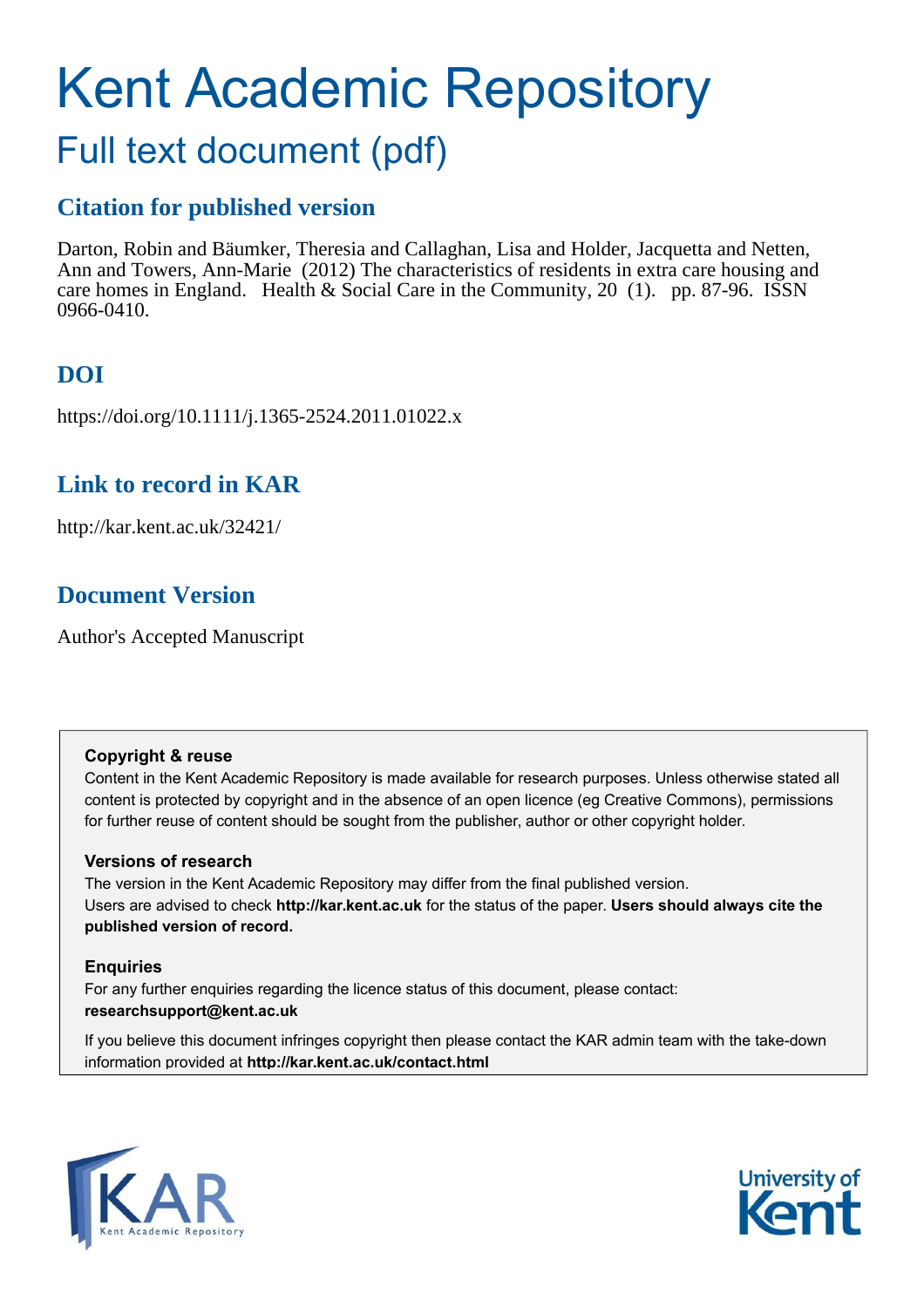# Kent Academic Repository

## Full text document (pdf)

### Citation for published version

Darton, Robin and Bäumker, Theresia and Callaghan, Lisa and Holder, Jacquetta and Netten, Ann and Towers, Ann-Marie (2012) The characteristics of residents in extra care housing and care homes in England. Health & Social Care in the Community, 20 (1). pp. 87-96. ISSN 0966-0410.

### DOI

https://doi.org/10.1111/j.1365-2524.2011.01022.x

### Link to record in KAR

http://kar.kent.ac.uk/32421/

### Document Version

Author's Accepted Manuscript

**Copyright & reuse**

Content in the Kent Academic Repository is made available for research purposes. Unless otherwise stated all content is protected by copyright and in the absence of an open licence (eg Creative Commons), permissions for further reuse of content should be sought from the publisher, author or other copyright holder.

**Versions of research**

The version in the Kent Academic Repository may differ from the final published version. Users are advised to check **http://kar.kent.ac.uk** for the status of the paper. **Users should always cite the published version of record.**

**Enquiries**

For any further enquiries regarding the licence status of this document, please contact: **researchsupport@kent.ac.uk**

If you believe this document infringes copyright then please contact the KAR admin team with the take-down information provided at **http://kar.kent.ac.uk/contact.html**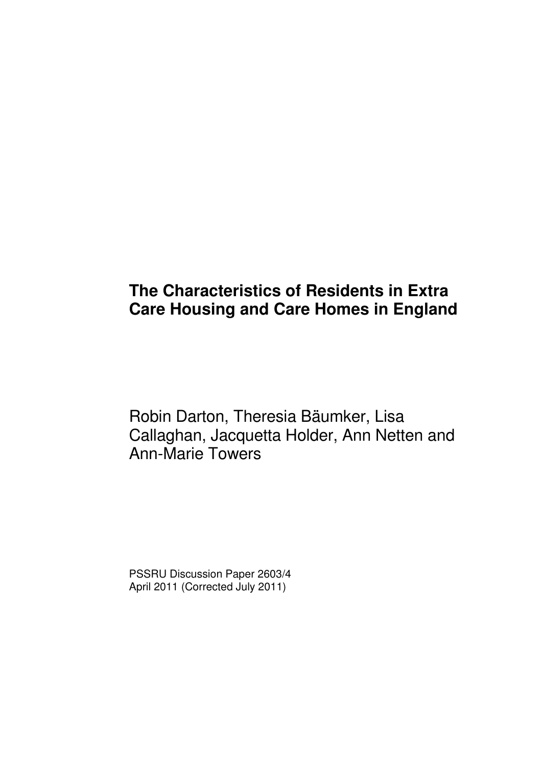# The Characteristics of Residents in Extra Care Housing and Care Homes in England

Robin Darton, Theresia Bäumker, Lisa Callaghan, Jacquetta Holder, Ann Netten and Ann-Marie Towers

PSSRU Discussion Paper 2603/4
April 2011 (Corrected July 2011)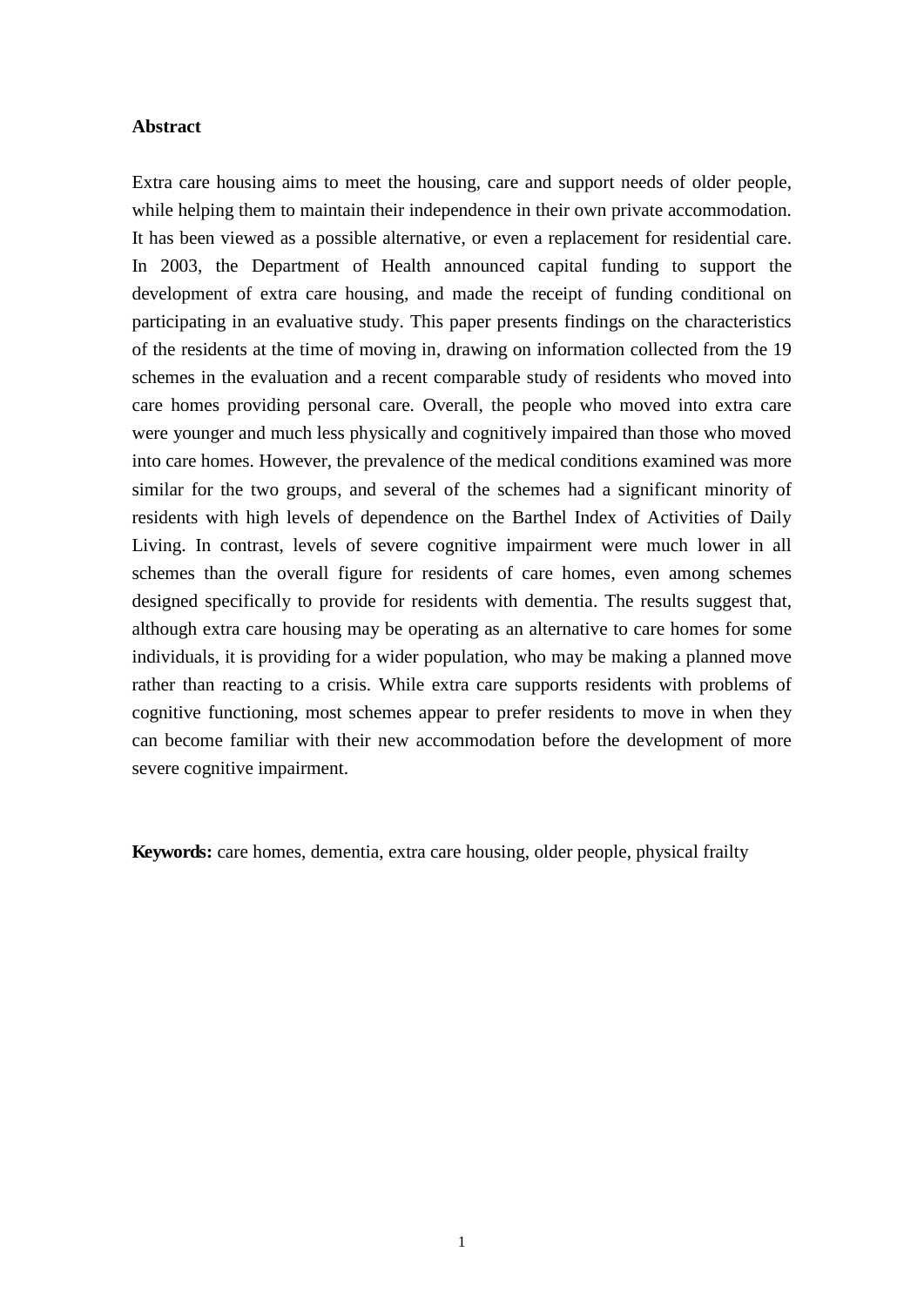**Abstract**

Extra care housing aims to meet the housing, care and support needs of older people, while helping them to maintain their independence in their own private accommodation. It has been viewed as a possible alternative, or even a replacement for residential care. In 2003, the Department of Health announced capital funding to support the development of extra care housing, and made the receipt of funding conditional on participating in an evaluative study. This paper presents findings on the characteristics of the residents at the time of moving in, drawing on information collected from the 19 schemes in the evaluation and a recent comparable study of residents who moved into care homes providing personal care. Overall, the people who moved into extra care were younger and much less physically and cognitively impaired than those who moved into care homes. However, the prevalence of the medical conditions examined was more similar for the two groups, and several of the schemes had a significant minority of residents with high levels of dependence on the Barthel Index of Activities of Daily Living. In contrast, levels of severe cognitive impairment were much lower in all schemes than the overall figure for residents of care homes, even among schemes designed specifically to provide for residents with dementia. The results suggest that, although extra care housing may be operating as an alternative to care homes for some individuals, it is providing for a wider population, who may be making a planned move rather than reacting to a crisis. While extra care supports residents with problems of cognitive functioning, most schemes appear to prefer residents to move in when they can become familiar with their new accommodation before the development of more severe cognitive impairment.

**Keywords:** care homes, dementia, extra care housing, older people, physical frailty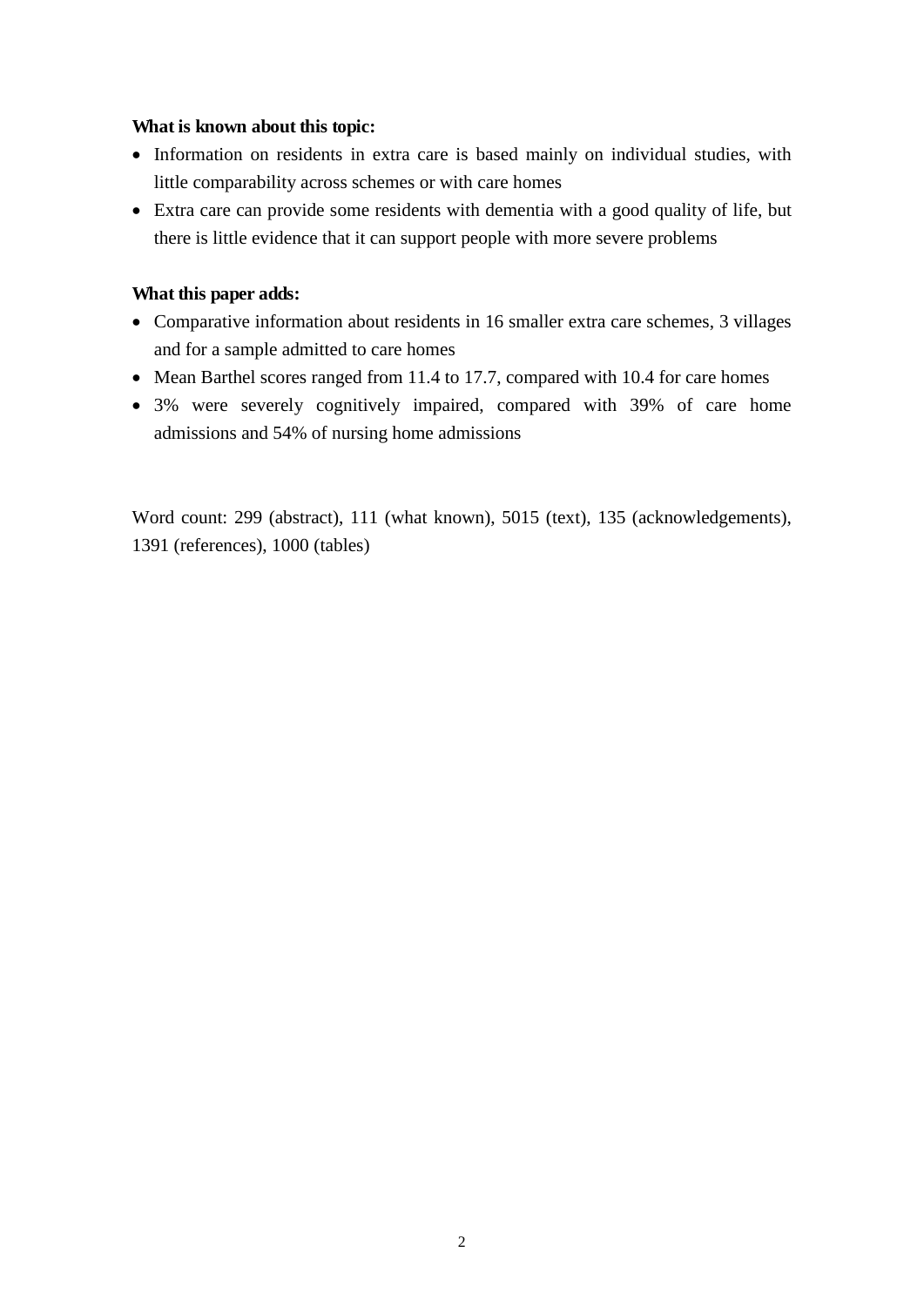**What is known about this topic:**

- Information on residents in extra care is based mainly on individual studies, with little comparability across schemes or with care homes
- Extra care can provide some residents with dementia with a good quality of life, but there is little evidence that it can support people with more severe problems

**What this paper adds:**

- Comparative information about residents in 16 smaller extra care schemes, 3 villages and for a sample admitted to care homes
- Mean Barthel scores ranged from 11.4 to 17.7, compared with 10.4 for care homes
- 3% were severely cognitively impaired, compared with 39% of care home admissions and 54% of nursing home admissions

Word count: 299 (abstract), 111 (what known), 5015 (text), 135 (acknowledgements), 1391 (references), 1000 (tables)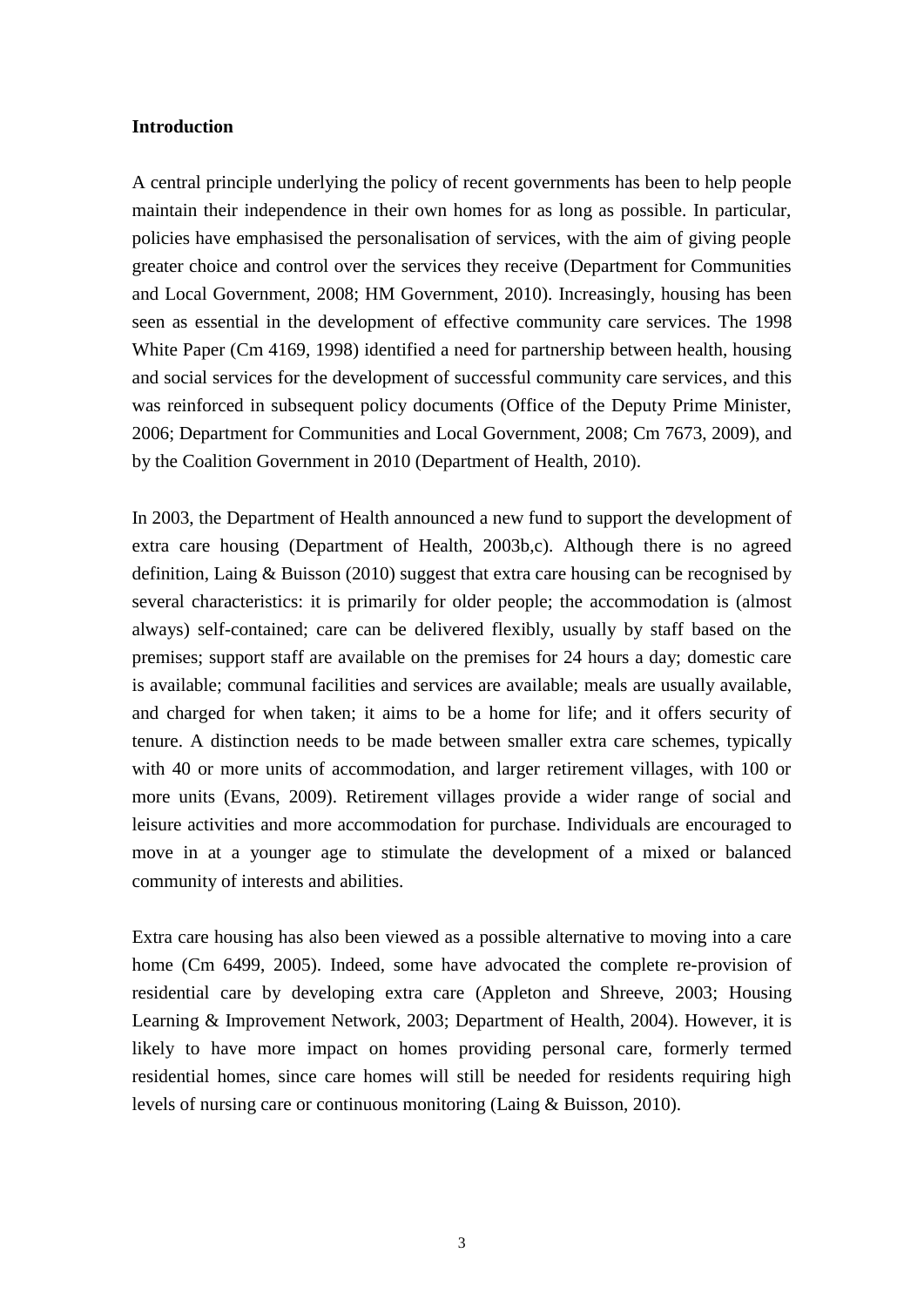**Introduction**

A central principle underlying the policy of recent governments has been to help people maintain their independence in their own homes for as long as possible. In particular, policies have emphasised the personalisation of services, with the aim of giving people greater choice and control over the services they receive (Department for Communities and Local Government, 2008; HM Government, 2010). Increasingly, housing has been seen as essential in the development of effective community care services. The 1998 White Paper (Cm 4169, 1998) identified a need for partnership between health, housing and social services for the development of successful community care services, and this was reinforced in subsequent policy documents (Office of the Deputy Prime Minister, 2006; Department for Communities and Local Government, 2008; Cm 7673, 2009), and by the Coalition Government in 2010 (Department of Health, 2010).

In 2003, the Department of Health announced a new fund to support the development of extra care housing (Department of Health, 2003b,c). Although there is no agreed definition, Laing & Buisson (2010) suggest that extra care housing can be recognised by several characteristics: it is primarily for older people; the accommodation is (almost always) self-contained; care can be delivered flexibly, usually by staff based on the premises; support staff are available on the premises for 24 hours a day; domestic care is available; communal facilities and services are available; meals are usually available, and charged for when taken; it aims to be a home for life; and it offers security of tenure. A distinction needs to be made between smaller extra care schemes, typically with 40 or more units of accommodation, and larger retirement villages, with 100 or more units (Evans, 2009). Retirement villages provide a wider range of social and leisure activities and more accommodation for purchase. Individuals are encouraged to move in at a younger age to stimulate the development of a mixed or balanced community of interests and abilities.

Extra care housing has also been viewed as a possible alternative to moving into a care home (Cm 6499, 2005). Indeed, some have advocated the complete re-provision of residential care by developing extra care (Appleton and Shreeve, 2003; Housing Learning & Improvement Network, 2003; Department of Health, 2004). However, it is likely to have more impact on homes providing personal care, formerly termed residential homes, since care homes will still be needed for residents requiring high levels of nursing care or continuous monitoring (Laing & Buisson, 2010).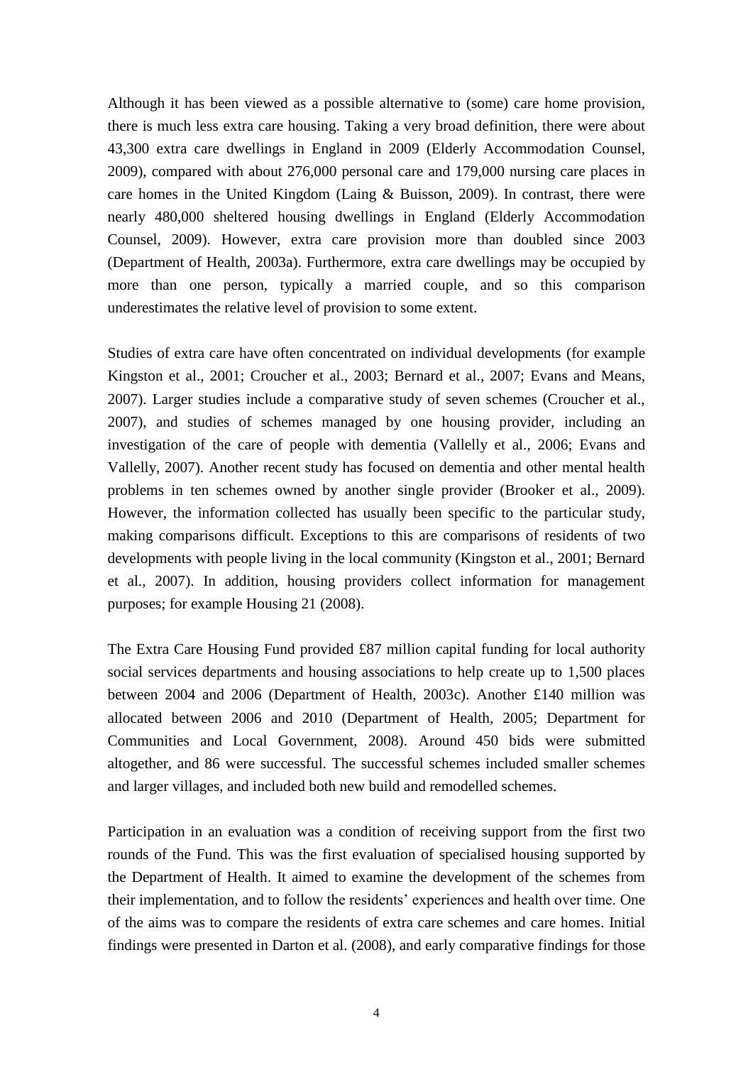Although it has been viewed as a possible alternative to (some) care home provision, there is much less extra care housing. Taking a very broad definition, there were about 43,300 extra care dwellings in England in 2009 (Elderly Accommodation Counsel, 2009), compared with about 276,000 personal care and 179,000 nursing care places in care homes in the United Kingdom (Laing & Buisson, 2009). In contrast, there were nearly 480,000 sheltered housing dwellings in England (Elderly Accommodation Counsel, 2009). However, extra care provision more than doubled since 2003 (Department of Health, 2003a). Furthermore, extra care dwellings may be occupied by more than one person, typically a married couple, and so this comparison underestimates the relative level of provision to some extent.

Studies of extra care have often concentrated on individual developments (for example Kingston et al., 2001; Croucher et al., 2003; Bernard et al., 2007; Evans and Means, 2007). Larger studies include a comparative study of seven schemes (Croucher et al., 2007), and studies of schemes managed by one housing provider, including an investigation of the care of people with dementia (Vallelly et al., 2006; Evans and Vallelly, 2007). Another recent study has focused on dementia and other mental health problems in ten schemes owned by another single provider (Brooker et al., 2009). However, the information collected has usually been specific to the particular study, making comparisons difficult. Exceptions to this are comparisons of residents of two developments with people living in the local community (Kingston et al., 2001; Bernard et al., 2007). In addition, housing providers collect information for management purposes; for example Housing 21 (2008).

The Extra Care Housing Fund provided £87 million capital funding for local authority social services departments and housing associations to help create up to 1,500 places between 2004 and 2006 (Department of Health, 2003c). Another £140 million was allocated between 2006 and 2010 (Department of Health, 2005; Department for Communities and Local Government, 2008). Around 450 bids were submitted altogether, and 86 were successful. The successful schemes included smaller schemes and larger villages, and included both new build and remodelled schemes.

Participation in an evaluation was a condition of receiving support from the first two rounds of the Fund. This was the first evaluation of specialised housing supported by the Department of Health. It aimed to examine the development of the schemes from their implementation, and to follow the residents' experiences and health over time. One of the aims was to compare the residents of extra care schemes and care homes. Initial findings were presented in Darton et al. (2008), and early comparative findings for those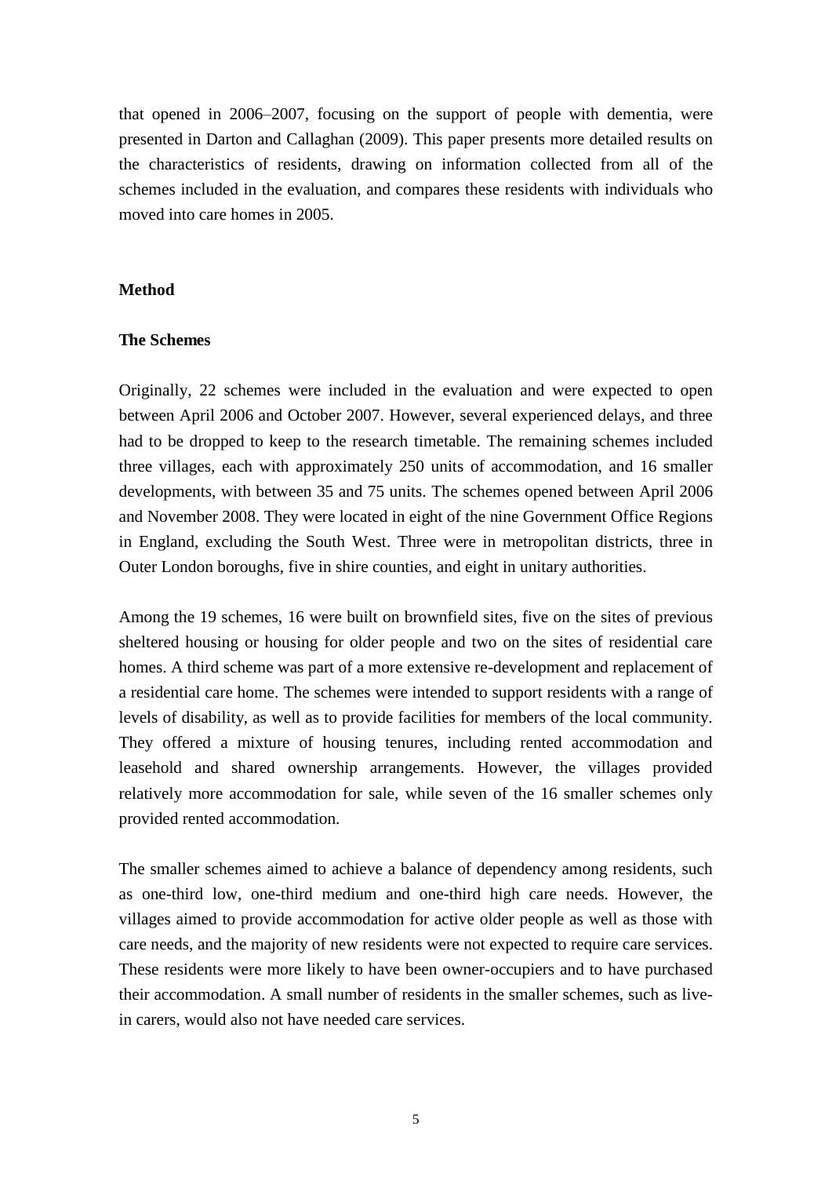that opened in 2006–2007, focusing on the support of people with dementia, were presented in Darton and Callaghan (2009). This paper presents more detailed results on the characteristics of residents, drawing on information collected from all of the schemes included in the evaluation, and compares these residents with individuals who moved into care homes in 2005.

## Method

### The Schemes

Originally, 22 schemes were included in the evaluation and were expected to open between April 2006 and October 2007. However, several experienced delays, and three had to be dropped to keep to the research timetable. The remaining schemes included three villages, each with approximately 250 units of accommodation, and 16 smaller developments, with between 35 and 75 units. The schemes opened between April 2006 and November 2008. They were located in eight of the nine Government Office Regions in England, excluding the South West. Three were in metropolitan districts, three in Outer London boroughs, five in shire counties, and eight in unitary authorities.

Among the 19 schemes, 16 were built on brownfield sites, five on the sites of previous sheltered housing or housing for older people and two on the sites of residential care homes. A third scheme was part of a more extensive re-development and replacement of a residential care home. The schemes were intended to support residents with a range of levels of disability, as well as to provide facilities for members of the local community. They offered a mixture of housing tenures, including rented accommodation and leasehold and shared ownership arrangements. However, the villages provided relatively more accommodation for sale, while seven of the 16 smaller schemes only provided rented accommodation.

The smaller schemes aimed to achieve a balance of dependency among residents, such as one-third low, one-third medium and one-third high care needs. However, the villages aimed to provide accommodation for active older people as well as those with care needs, and the majority of new residents were not expected to require care services. These residents were more likely to have been owner-occupiers and to have purchased their accommodation. A small number of residents in the smaller schemes, such as live-in carers, would also not have needed care services.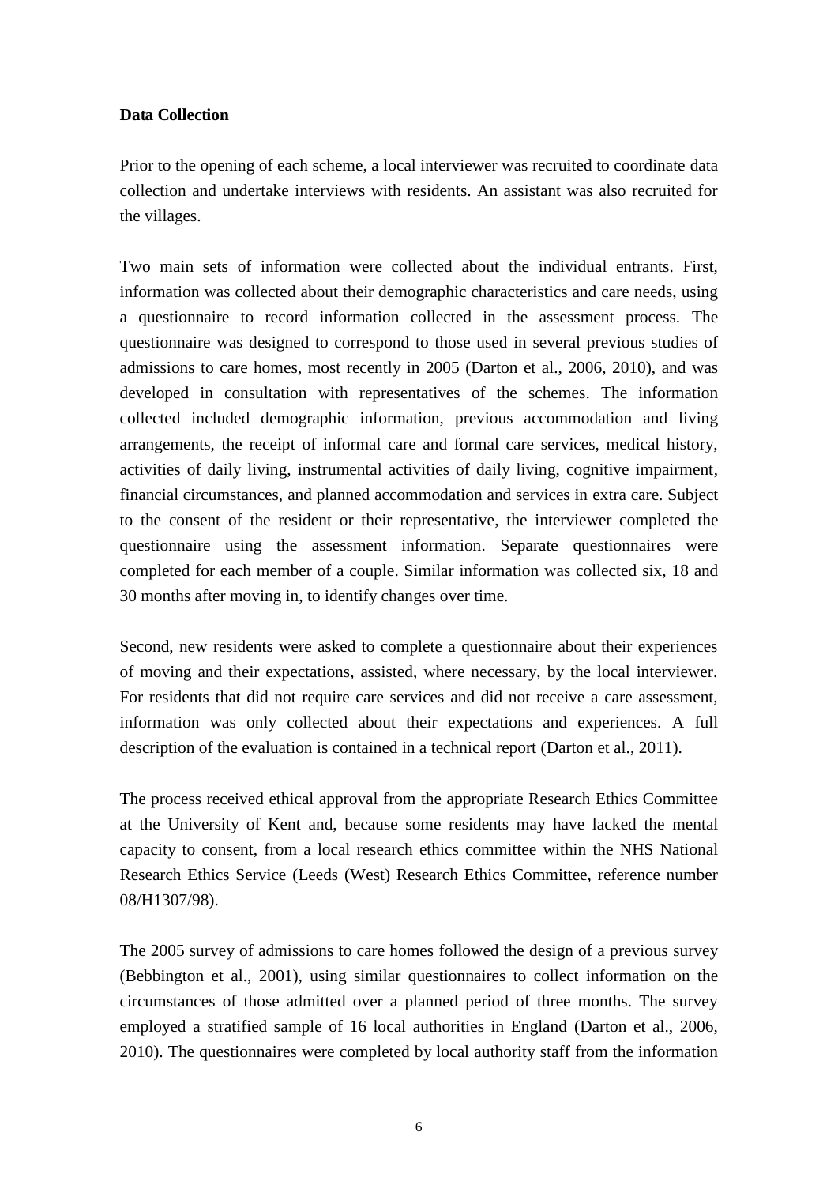**Data Collection**

Prior to the opening of each scheme, a local interviewer was recruited to coordinate data collection and undertake interviews with residents. An assistant was also recruited for the villages.

Two main sets of information were collected about the individual entrants. First, information was collected about their demographic characteristics and care needs, using a questionnaire to record information collected in the assessment process. The questionnaire was designed to correspond to those used in several previous studies of admissions to care homes, most recently in 2005 (Darton et al., 2006, 2010), and was developed in consultation with representatives of the schemes. The information collected included demographic information, previous accommodation and living arrangements, the receipt of informal care and formal care services, medical history, activities of daily living, instrumental activities of daily living, cognitive impairment, financial circumstances, and planned accommodation and services in extra care. Subject to the consent of the resident or their representative, the interviewer completed the questionnaire using the assessment information. Separate questionnaires were completed for each member of a couple. Similar information was collected six, 18 and 30 months after moving in, to identify changes over time.

Second, new residents were asked to complete a questionnaire about their experiences of moving and their expectations, assisted, where necessary, by the local interviewer. For residents that did not require care services and did not receive a care assessment, information was only collected about their expectations and experiences. A full description of the evaluation is contained in a technical report (Darton et al., 2011).

The process received ethical approval from the appropriate Research Ethics Committee at the University of Kent and, because some residents may have lacked the mental capacity to consent, from a local research ethics committee within the NHS National Research Ethics Service (Leeds (West) Research Ethics Committee, reference number 08/H1307/98).

The 2005 survey of admissions to care homes followed the design of a previous survey (Bebbington et al., 2001), using similar questionnaires to collect information on the circumstances of those admitted over a planned period of three months. The survey employed a stratified sample of 16 local authorities in England (Darton et al., 2006, 2010). The questionnaires were completed by local authority staff from the information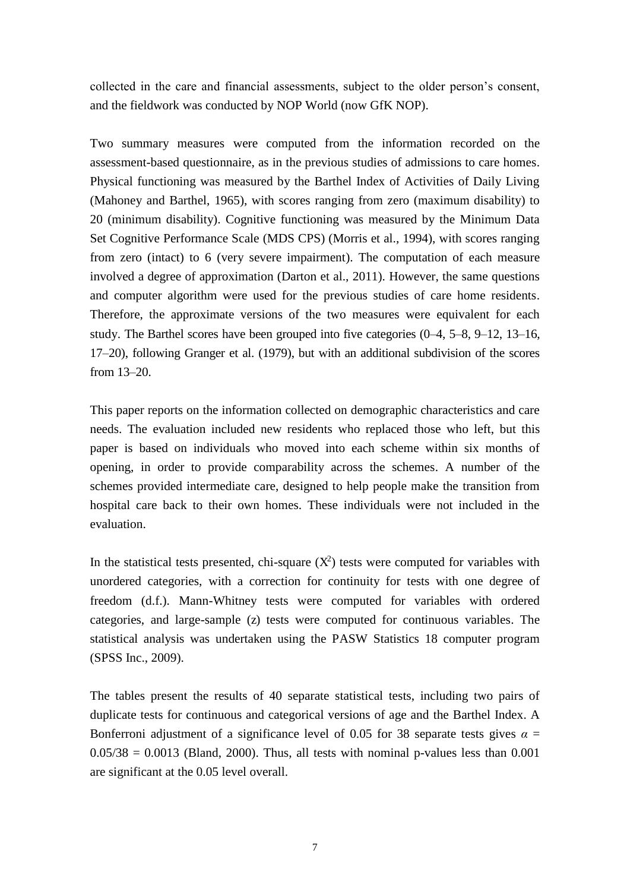collected in the care and financial assessments, subject to the older person's consent, and the fieldwork was conducted by NOP World (now GfK NOP).

Two summary measures were computed from the information recorded on the assessment-based questionnaire, as in the previous studies of admissions to care homes. Physical functioning was measured by the Barthel Index of Activities of Daily Living (Mahoney and Barthel, 1965), with scores ranging from zero (maximum disability) to 20 (minimum disability). Cognitive functioning was measured by the Minimum Data Set Cognitive Performance Scale (MDS CPS) (Morris et al., 1994), with scores ranging from zero (intact) to 6 (very severe impairment). The computation of each measure involved a degree of approximation (Darton et al., 2011). However, the same questions and computer algorithm were used for the previous studies of care home residents. Therefore, the approximate versions of the two measures were equivalent for each study. The Barthel scores have been grouped into five categories (0–4, 5–8, 9–12, 13–16, 17–20), following Granger et al. (1979), but with an additional subdivision of the scores from 13–20.

This paper reports on the information collected on demographic characteristics and care needs. The evaluation included new residents who replaced those who left, but this paper is based on individuals who moved into each scheme within six months of opening, in order to provide comparability across the schemes. A number of the schemes provided intermediate care, designed to help people make the transition from hospital care back to their own homes. These individuals were not included in the evaluation.

In the statistical tests presented, chi-square ($X^2$) tests were computed for variables with unordered categories, with a correction for continuity for tests with one degree of freedom (d.f.). Mann-Whitney tests were computed for variables with ordered categories, and large-sample (z) tests were computed for continuous variables. The statistical analysis was undertaken using the PASW Statistics 18 computer program (SPSS Inc., 2009).

The tables present the results of 40 separate statistical tests, including two pairs of duplicate tests for continuous and categorical versions of age and the Barthel Index. A Bonferroni adjustment of a significance level of 0.05 for 38 separate tests gives $\alpha = 0.05/38 = 0.0013$ (Bland, 2000). Thus, all tests with nominal p-values less than 0.001 are significant at the 0.05 level overall.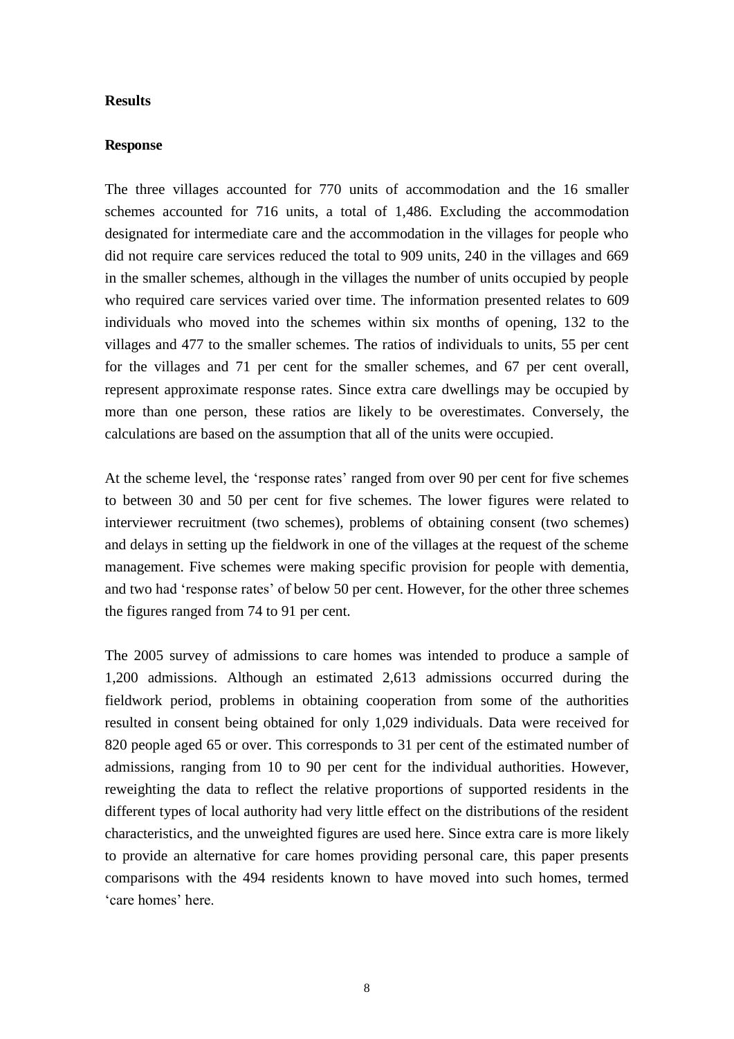**Results**

**Response**

The three villages accounted for 770 units of accommodation and the 16 smaller schemes accounted for 716 units, a total of 1,486. Excluding the accommodation designated for intermediate care and the accommodation in the villages for people who did not require care services reduced the total to 909 units, 240 in the villages and 669 in the smaller schemes, although in the villages the number of units occupied by people who required care services varied over time. The information presented relates to 609 individuals who moved into the schemes within six months of opening, 132 to the villages and 477 to the smaller schemes. The ratios of individuals to units, 55 per cent for the villages and 71 per cent for the smaller schemes, and 67 per cent overall, represent approximate response rates. Since extra care dwellings may be occupied by more than one person, these ratios are likely to be overestimates. Conversely, the calculations are based on the assumption that all of the units were occupied.

At the scheme level, the 'response rates' ranged from over 90 per cent for five schemes to between 30 and 50 per cent for five schemes. The lower figures were related to interviewer recruitment (two schemes), problems of obtaining consent (two schemes) and delays in setting up the fieldwork in one of the villages at the request of the scheme management. Five schemes were making specific provision for people with dementia, and two had 'response rates' of below 50 per cent. However, for the other three schemes the figures ranged from 74 to 91 per cent.

The 2005 survey of admissions to care homes was intended to produce a sample of 1,200 admissions. Although an estimated 2,613 admissions occurred during the fieldwork period, problems in obtaining cooperation from some of the authorities resulted in consent being obtained for only 1,029 individuals. Data were received for 820 people aged 65 or over. This corresponds to 31 per cent of the estimated number of admissions, ranging from 10 to 90 per cent for the individual authorities. However, reweighting the data to reflect the relative proportions of supported residents in the different types of local authority had very little effect on the distributions of the resident characteristics, and the unweighted figures are used here. Since extra care is more likely to provide an alternative for care homes providing personal care, this paper presents comparisons with the 494 residents known to have moved into such homes, termed 'care homes' here.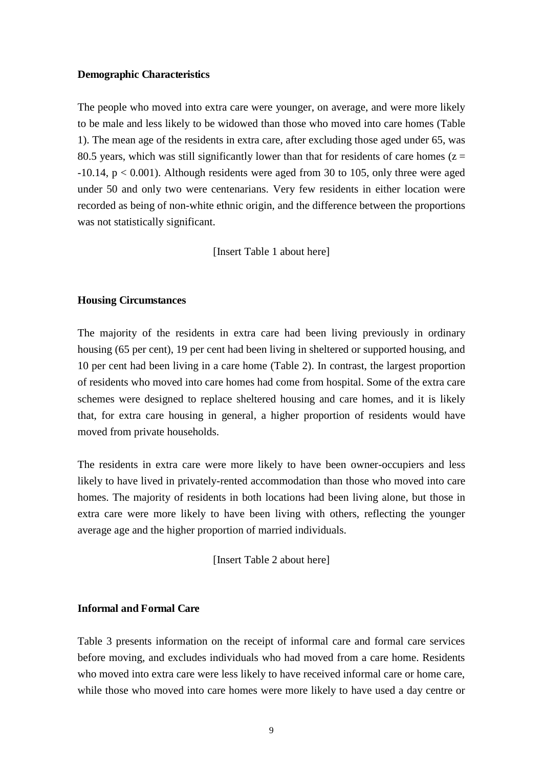**Demographic Characteristics**

The people who moved into extra care were younger, on average, and were more likely to be male and less likely to be widowed than those who moved into care homes (Table 1). The mean age of the residents in extra care, after excluding those aged under 65, was 80.5 years, which was still significantly lower than that for residents of care homes ($z = -10.14$, $p < 0.001$). Although residents were aged from 30 to 105, only three were aged under 50 and only two were centenarians. Very few residents in either location were recorded as being of non-white ethnic origin, and the difference between the proportions was not statistically significant.

[Insert Table 1 about here]

**Housing Circumstances**

The majority of the residents in extra care had been living previously in ordinary housing (65 per cent), 19 per cent had been living in sheltered or supported housing, and 10 per cent had been living in a care home (Table 2). In contrast, the largest proportion of residents who moved into care homes had come from hospital. Some of the extra care schemes were designed to replace sheltered housing and care homes, and it is likely that, for extra care housing in general, a higher proportion of residents would have moved from private households.

The residents in extra care were more likely to have been owner-occupiers and less likely to have lived in privately-rented accommodation than those who moved into care homes. The majority of residents in both locations had been living alone, but those in extra care were more likely to have been living with others, reflecting the younger average age and the higher proportion of married individuals.

[Insert Table 2 about here]

**Informal and Formal Care**

Table 3 presents information on the receipt of informal care and formal care services before moving, and excludes individuals who had moved from a care home. Residents who moved into extra care were less likely to have received informal care or home care, while those who moved into care homes were more likely to have used a day centre or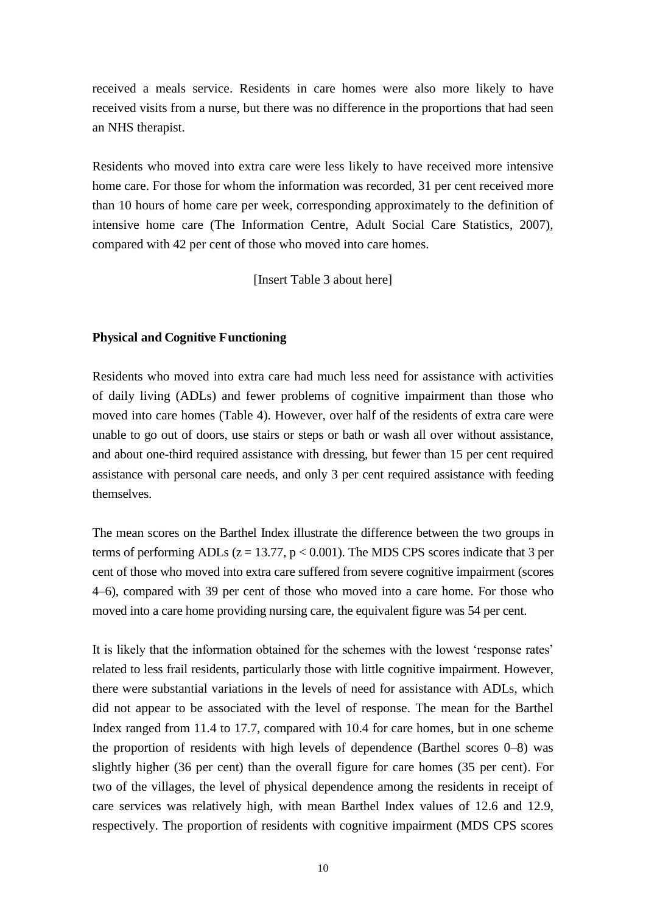received a meals service. Residents in care homes were also more likely to have received visits from a nurse, but there was no difference in the proportions that had seen an NHS therapist.

Residents who moved into extra care were less likely to have received more intensive home care. For those for whom the information was recorded, 31 per cent received more than 10 hours of home care per week, corresponding approximately to the definition of intensive home care (The Information Centre, Adult Social Care Statistics, 2007), compared with 42 per cent of those who moved into care homes.

[Insert Table 3 about here]

**Physical and Cognitive Functioning**

Residents who moved into extra care had much less need for assistance with activities of daily living (ADLs) and fewer problems of cognitive impairment than those who moved into care homes (Table 4). However, over half of the residents of extra care were unable to go out of doors, use stairs or steps or bath or wash all over without assistance, and about one-third required assistance with dressing, but fewer than 15 per cent required assistance with personal care needs, and only 3 per cent required assistance with feeding themselves.

The mean scores on the Barthel Index illustrate the difference between the two groups in terms of performing ADLs ($z = 13.77$, $p < 0.001$). The MDS CPS scores indicate that 3 per cent of those who moved into extra care suffered from severe cognitive impairment (scores 4–6), compared with 39 per cent of those who moved into a care home. For those who moved into a care home providing nursing care, the equivalent figure was 54 per cent.

It is likely that the information obtained for the schemes with the lowest 'response rates' related to less frail residents, particularly those with little cognitive impairment. However, there were substantial variations in the levels of need for assistance with ADLs, which did not appear to be associated with the level of response. The mean for the Barthel Index ranged from 11.4 to 17.7, compared with 10.4 for care homes, but in one scheme the proportion of residents with high levels of dependence (Barthel scores 0–8) was slightly higher (36 per cent) than the overall figure for care homes (35 per cent). For two of the villages, the level of physical dependence among the residents in receipt of care services was relatively high, with mean Barthel Index values of 12.6 and 12.9, respectively. The proportion of residents with cognitive impairment (MDS CPS scores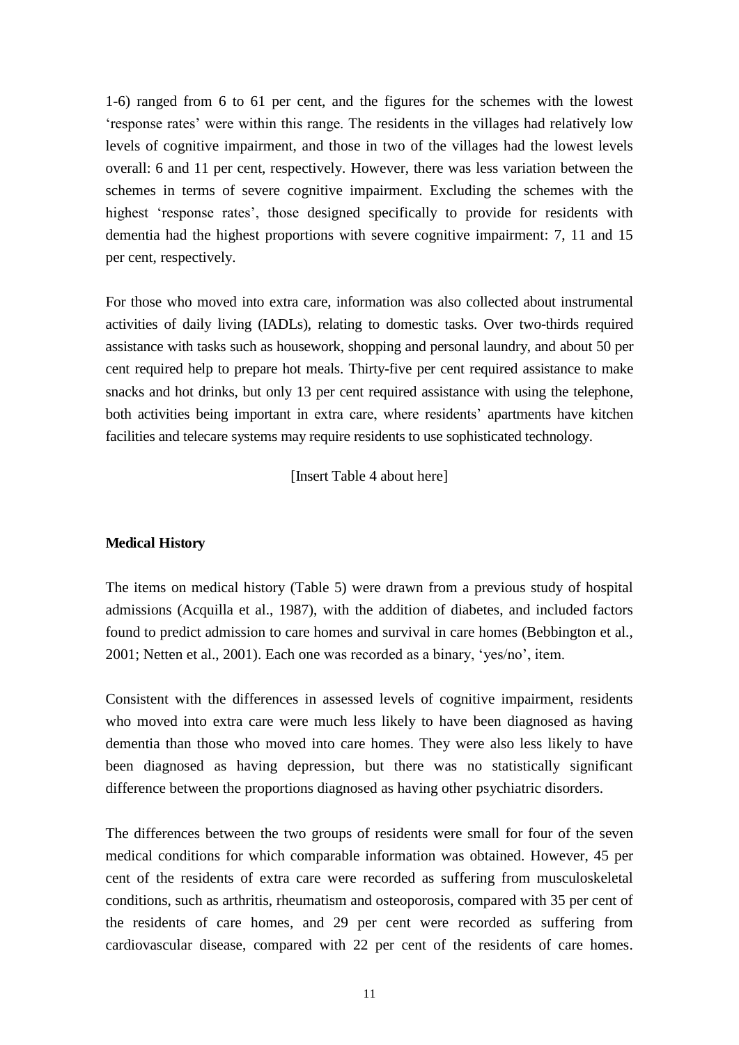1-6) ranged from 6 to 61 per cent, and the figures for the schemes with the lowest 'response rates' were within this range. The residents in the villages had relatively low levels of cognitive impairment, and those in two of the villages had the lowest levels overall: 6 and 11 per cent, respectively. However, there was less variation between the schemes in terms of severe cognitive impairment. Excluding the schemes with the highest 'response rates', those designed specifically to provide for residents with dementia had the highest proportions with severe cognitive impairment: 7, 11 and 15 per cent, respectively.

For those who moved into extra care, information was also collected about instrumental activities of daily living (IADLs), relating to domestic tasks. Over two-thirds required assistance with tasks such as housework, shopping and personal laundry, and about 50 per cent required help to prepare hot meals. Thirty-five per cent required assistance to make snacks and hot drinks, but only 13 per cent required assistance with using the telephone, both activities being important in extra care, where residents' apartments have kitchen facilities and telecare systems may require residents to use sophisticated technology.

[Insert Table 4 about here]

**Medical History**

The items on medical history (Table 5) were drawn from a previous study of hospital admissions (Acquilla et al., 1987), with the addition of diabetes, and included factors found to predict admission to care homes and survival in care homes (Bebbington et al., 2001; Netten et al., 2001). Each one was recorded as a binary, 'yes/no', item.

Consistent with the differences in assessed levels of cognitive impairment, residents who moved into extra care were much less likely to have been diagnosed as having dementia than those who moved into care homes. They were also less likely to have been diagnosed as having depression, but there was no statistically significant difference between the proportions diagnosed as having other psychiatric disorders.

The differences between the two groups of residents were small for four of the seven medical conditions for which comparable information was obtained. However, 45 per cent of the residents of extra care were recorded as suffering from musculoskeletal conditions, such as arthritis, rheumatism and osteoporosis, compared with 35 per cent of the residents of care homes, and 29 per cent were recorded as suffering from cardiovascular disease, compared with 22 per cent of the residents of care homes.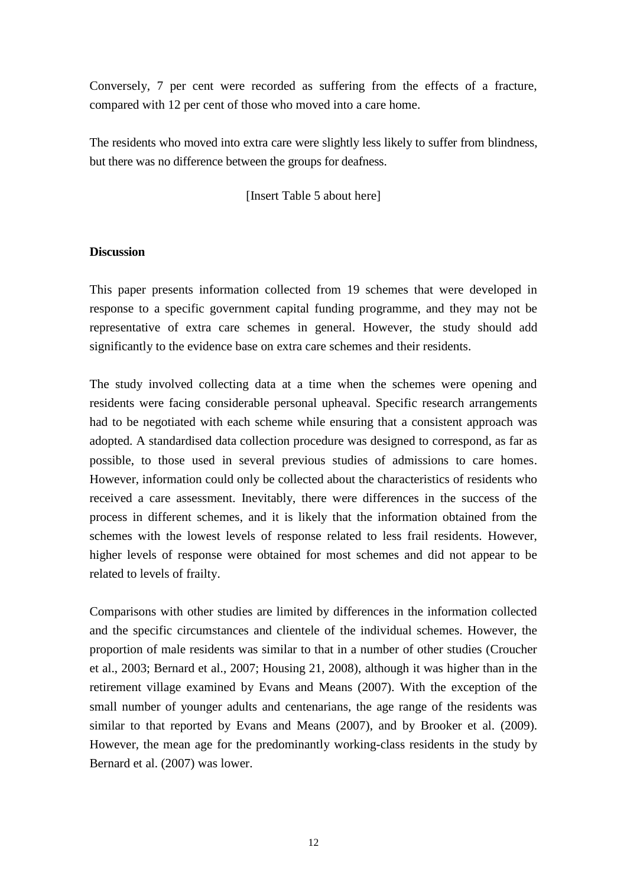Conversely, 7 per cent were recorded as suffering from the effects of a fracture, compared with 12 per cent of those who moved into a care home.

The residents who moved into extra care were slightly less likely to suffer from blindness, but there was no difference between the groups for deafness.

[Insert Table 5 about here]

**Discussion**

This paper presents information collected from 19 schemes that were developed in response to a specific government capital funding programme, and they may not be representative of extra care schemes in general. However, the study should add significantly to the evidence base on extra care schemes and their residents.

The study involved collecting data at a time when the schemes were opening and residents were facing considerable personal upheaval. Specific research arrangements had to be negotiated with each scheme while ensuring that a consistent approach was adopted. A standardised data collection procedure was designed to correspond, as far as possible, to those used in several previous studies of admissions to care homes. However, information could only be collected about the characteristics of residents who received a care assessment. Inevitably, there were differences in the success of the process in different schemes, and it is likely that the information obtained from the schemes with the lowest levels of response related to less frail residents. However, higher levels of response were obtained for most schemes and did not appear to be related to levels of frailty.

Comparisons with other studies are limited by differences in the information collected and the specific circumstances and clientele of the individual schemes. However, the proportion of male residents was similar to that in a number of other studies (Croucher et al., 2003; Bernard et al., 2007; Housing 21, 2008), although it was higher than in the retirement village examined by Evans and Means (2007). With the exception of the small number of younger adults and centenarians, the age range of the residents was similar to that reported by Evans and Means (2007), and by Brooker et al. (2009). However, the mean age for the predominantly working-class residents in the study by Bernard et al. (2007) was lower.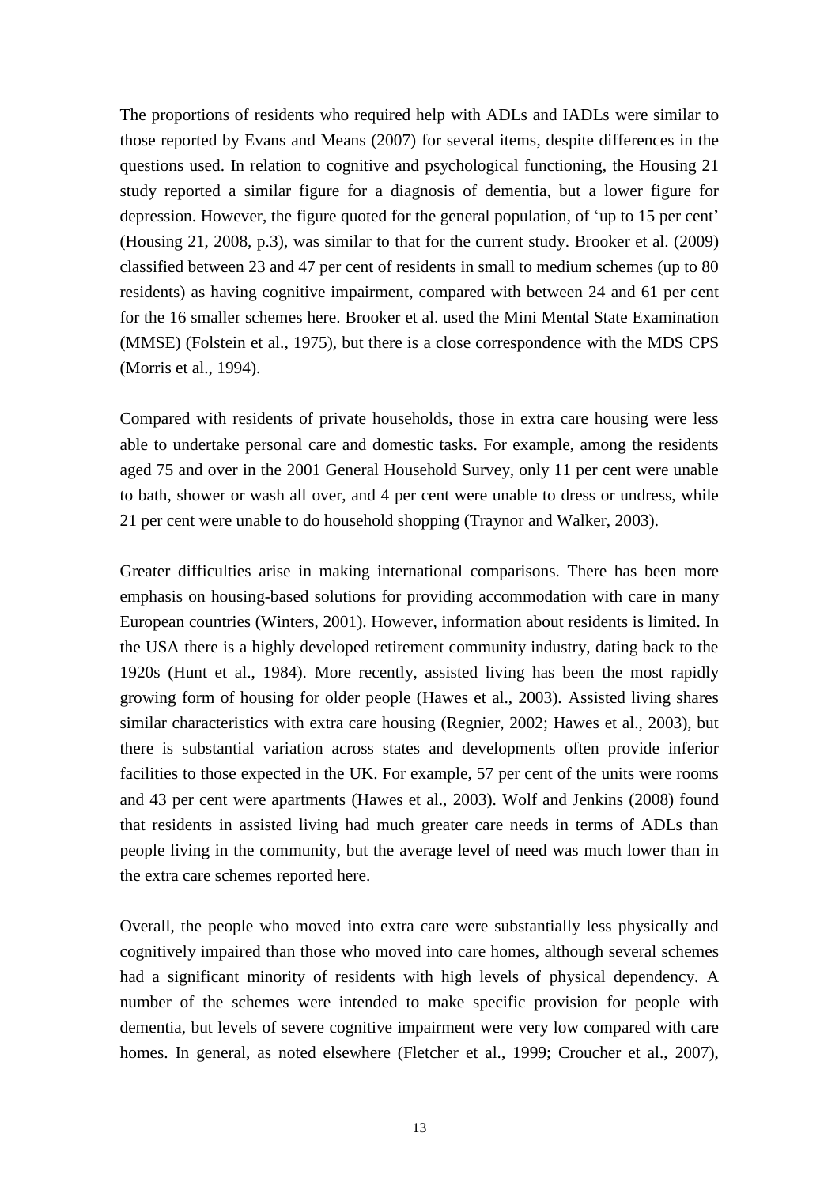The proportions of residents who required help with ADLs and IADLs were similar to those reported by Evans and Means (2007) for several items, despite differences in the questions used. In relation to cognitive and psychological functioning, the Housing 21 study reported a similar figure for a diagnosis of dementia, but a lower figure for depression. However, the figure quoted for the general population, of 'up to 15 per cent' (Housing 21, 2008, p.3), was similar to that for the current study. Brooker et al. (2009) classified between 23 and 47 per cent of residents in small to medium schemes (up to 80 residents) as having cognitive impairment, compared with between 24 and 61 per cent for the 16 smaller schemes here. Brooker et al. used the Mini Mental State Examination (MMSE) (Folstein et al., 1975), but there is a close correspondence with the MDS CPS (Morris et al., 1994).

Compared with residents of private households, those in extra care housing were less able to undertake personal care and domestic tasks. For example, among the residents aged 75 and over in the 2001 General Household Survey, only 11 per cent were unable to bath, shower or wash all over, and 4 per cent were unable to dress or undress, while 21 per cent were unable to do household shopping (Traynor and Walker, 2003).

Greater difficulties arise in making international comparisons. There has been more emphasis on housing-based solutions for providing accommodation with care in many European countries (Winters, 2001). However, information about residents is limited. In the USA there is a highly developed retirement community industry, dating back to the 1920s (Hunt et al., 1984). More recently, assisted living has been the most rapidly growing form of housing for older people (Hawes et al., 2003). Assisted living shares similar characteristics with extra care housing (Regnier, 2002; Hawes et al., 2003), but there is substantial variation across states and developments often provide inferior facilities to those expected in the UK. For example, 57 per cent of the units were rooms and 43 per cent were apartments (Hawes et al., 2003). Wolf and Jenkins (2008) found that residents in assisted living had much greater care needs in terms of ADLs than people living in the community, but the average level of need was much lower than in the extra care schemes reported here.

Overall, the people who moved into extra care were substantially less physically and cognitively impaired than those who moved into care homes, although several schemes had a significant minority of residents with high levels of physical dependency. A number of the schemes were intended to make specific provision for people with dementia, but levels of severe cognitive impairment were very low compared with care homes. In general, as noted elsewhere (Fletcher et al., 1999; Croucher et al., 2007),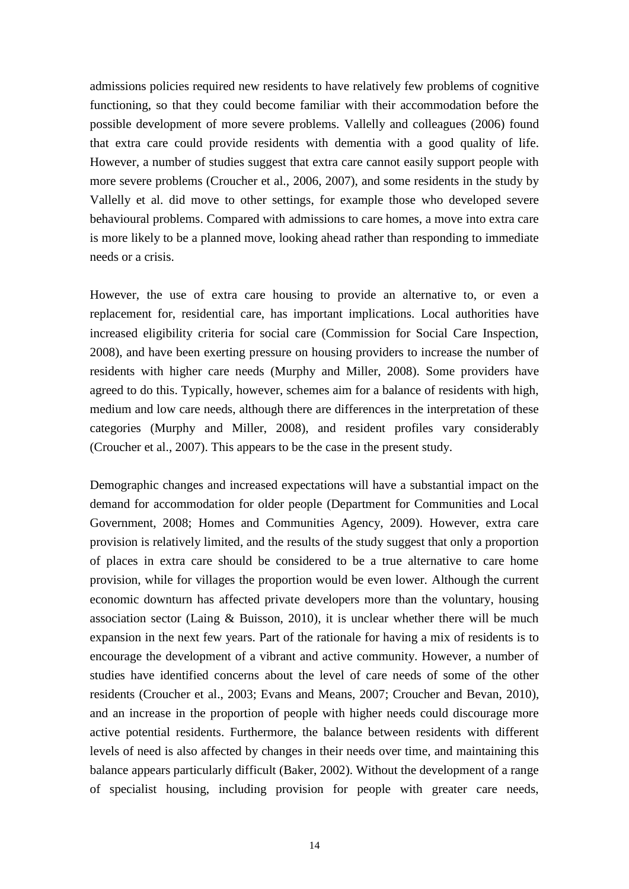admissions policies required new residents to have relatively few problems of cognitive functioning, so that they could become familiar with their accommodation before the possible development of more severe problems. Vallelly and colleagues (2006) found that extra care could provide residents with dementia with a good quality of life. However, a number of studies suggest that extra care cannot easily support people with more severe problems (Croucher et al., 2006, 2007), and some residents in the study by Vallelly et al. did move to other settings, for example those who developed severe behavioural problems. Compared with admissions to care homes, a move into extra care is more likely to be a planned move, looking ahead rather than responding to immediate needs or a crisis.

However, the use of extra care housing to provide an alternative to, or even a replacement for, residential care, has important implications. Local authorities have increased eligibility criteria for social care (Commission for Social Care Inspection, 2008), and have been exerting pressure on housing providers to increase the number of residents with higher care needs (Murphy and Miller, 2008). Some providers have agreed to do this. Typically, however, schemes aim for a balance of residents with high, medium and low care needs, although there are differences in the interpretation of these categories (Murphy and Miller, 2008), and resident profiles vary considerably (Croucher et al., 2007). This appears to be the case in the present study.

Demographic changes and increased expectations will have a substantial impact on the demand for accommodation for older people (Department for Communities and Local Government, 2008; Homes and Communities Agency, 2009). However, extra care provision is relatively limited, and the results of the study suggest that only a proportion of places in extra care should be considered to be a true alternative to care home provision, while for villages the proportion would be even lower. Although the current economic downturn has affected private developers more than the voluntary, housing association sector (Laing & Buisson, 2010), it is unclear whether there will be much expansion in the next few years. Part of the rationale for having a mix of residents is to encourage the development of a vibrant and active community. However, a number of studies have identified concerns about the level of care needs of some of the other residents (Croucher et al., 2003; Evans and Means, 2007; Croucher and Bevan, 2010), and an increase in the proportion of people with higher needs could discourage more active potential residents. Furthermore, the balance between residents with different levels of need is also affected by changes in their needs over time, and maintaining this balance appears particularly difficult (Baker, 2002). Without the development of a range of specialist housing, including provision for people with greater care needs,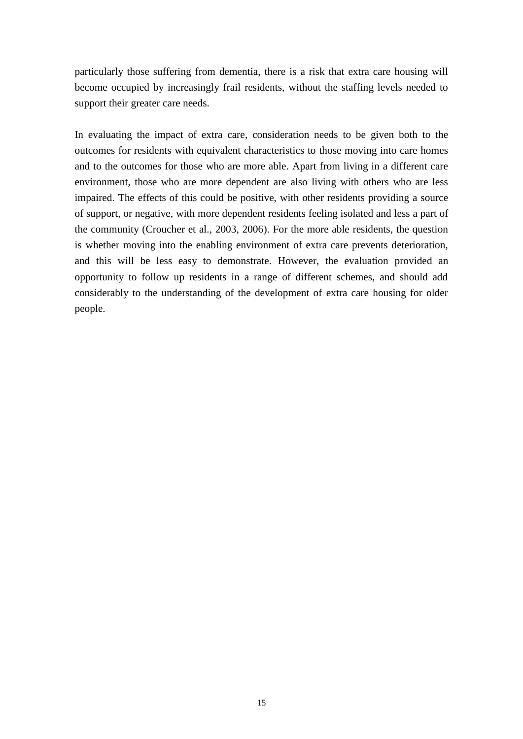particularly those suffering from dementia, there is a risk that extra care housing will become occupied by increasingly frail residents, without the staffing levels needed to support their greater care needs.

In evaluating the impact of extra care, consideration needs to be given both to the outcomes for residents with equivalent characteristics to those moving into care homes and to the outcomes for those who are more able. Apart from living in a different care environment, those who are more dependent are also living with others who are less impaired. The effects of this could be positive, with other residents providing a source of support, or negative, with more dependent residents feeling isolated and less a part of the community (Croucher et al., 2003, 2006). For the more able residents, the question is whether moving into the enabling environment of extra care prevents deterioration, and this will be less easy to demonstrate. However, the evaluation provided an opportunity to follow up residents in a range of different schemes, and should add considerably to the understanding of the development of extra care housing for older people.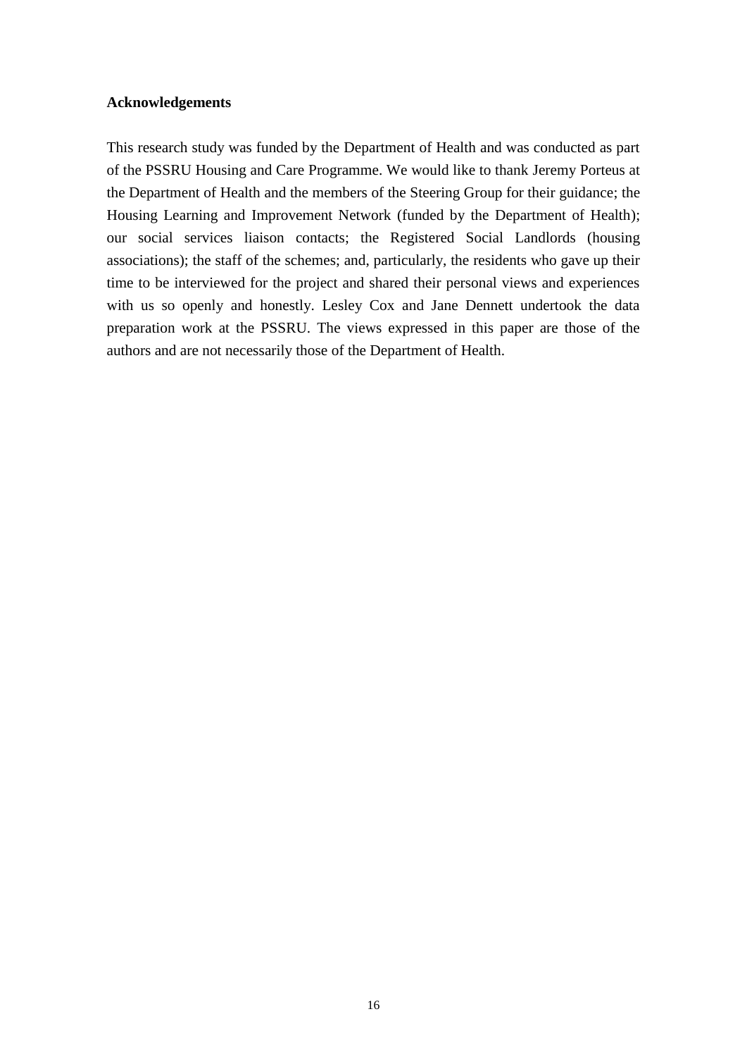**Acknowledgements**

This research study was funded by the Department of Health and was conducted as part of the PSSRU Housing and Care Programme. We would like to thank Jeremy Porteus at the Department of Health and the members of the Steering Group for their guidance; the Housing Learning and Improvement Network (funded by the Department of Health); our social services liaison contacts; the Registered Social Landlords (housing associations); the staff of the schemes; and, particularly, the residents who gave up their time to be interviewed for the project and shared their personal views and experiences with us so openly and honestly. Lesley Cox and Jane Dennett undertook the data preparation work at the PSSRU. The views expressed in this paper are those of the authors and are not necessarily those of the Department of Health.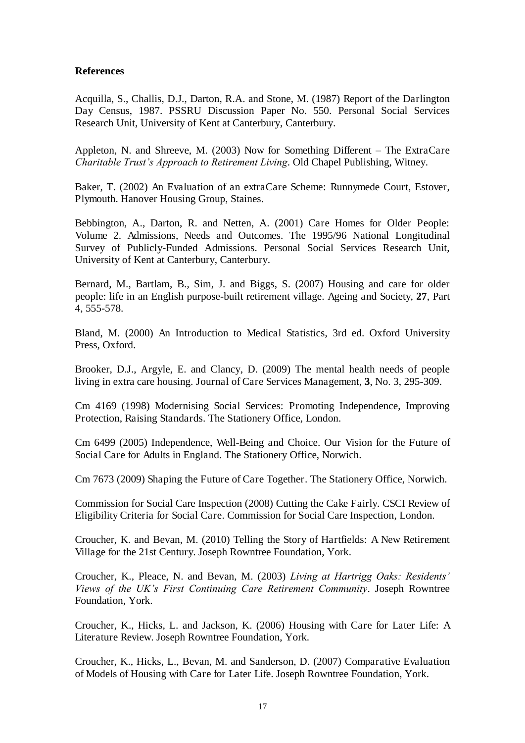**References**

Acquilla, S., Challis, D.J., Darton, R.A. and Stone, M. (1987) Report of the Darlington Day Census, 1987. PSSRU Discussion Paper No. 550. Personal Social Services Research Unit, University of Kent at Canterbury, Canterbury.

Appleton, N. and Shreeve, M. (2003) Now for Something Different – The ExtraCare *Charitable Trust's Approach to Retirement Living*. Old Chapel Publishing, Witney.

Baker, T. (2002) An Evaluation of an extraCare Scheme: Runnymede Court, Estover, Plymouth. Hanover Housing Group, Staines.

Bebbington, A., Darton, R. and Netten, A. (2001) Care Homes for Older People: Volume 2. Admissions, Needs and Outcomes. The 1995/96 National Longitudinal Survey of Publicly-Funded Admissions. Personal Social Services Research Unit, University of Kent at Canterbury, Canterbury.

Bernard, M., Bartlam, B., Sim, J. and Biggs, S. (2007) Housing and care for older people: life in an English purpose-built retirement village. Ageing and Society, **27**, Part 4, 555-578.

Bland, M. (2000) An Introduction to Medical Statistics, 3rd ed. Oxford University Press, Oxford.

Brooker, D.J., Argyle, E. and Clancy, D. (2009) The mental health needs of people living in extra care housing. Journal of Care Services Management, **3**, No. 3, 295-309.

Cm 4169 (1998) Modernising Social Services: Promoting Independence, Improving Protection, Raising Standards. The Stationery Office, London.

Cm 6499 (2005) Independence, Well-Being and Choice. Our Vision for the Future of Social Care for Adults in England. The Stationery Office, Norwich.

Cm 7673 (2009) Shaping the Future of Care Together. The Stationery Office, Norwich.

Commission for Social Care Inspection (2008) Cutting the Cake Fairly. CSCI Review of Eligibility Criteria for Social Care. Commission for Social Care Inspection, London.

Croucher, K. and Bevan, M. (2010) Telling the Story of Hartfields: A New Retirement Village for the 21st Century. Joseph Rowntree Foundation, York.

Croucher, K., Pleace, N. and Bevan, M. (2003) *Living at Hartrigg Oaks: Residents' Views of the UK's First Continuing Care Retirement Community*. Joseph Rowntree Foundation, York.

Croucher, K., Hicks, L. and Jackson, K. (2006) Housing with Care for Later Life: A Literature Review. Joseph Rowntree Foundation, York.

Croucher, K., Hicks, L., Bevan, M. and Sanderson, D. (2007) Comparative Evaluation of Models of Housing with Care for Later Life. Joseph Rowntree Foundation, York.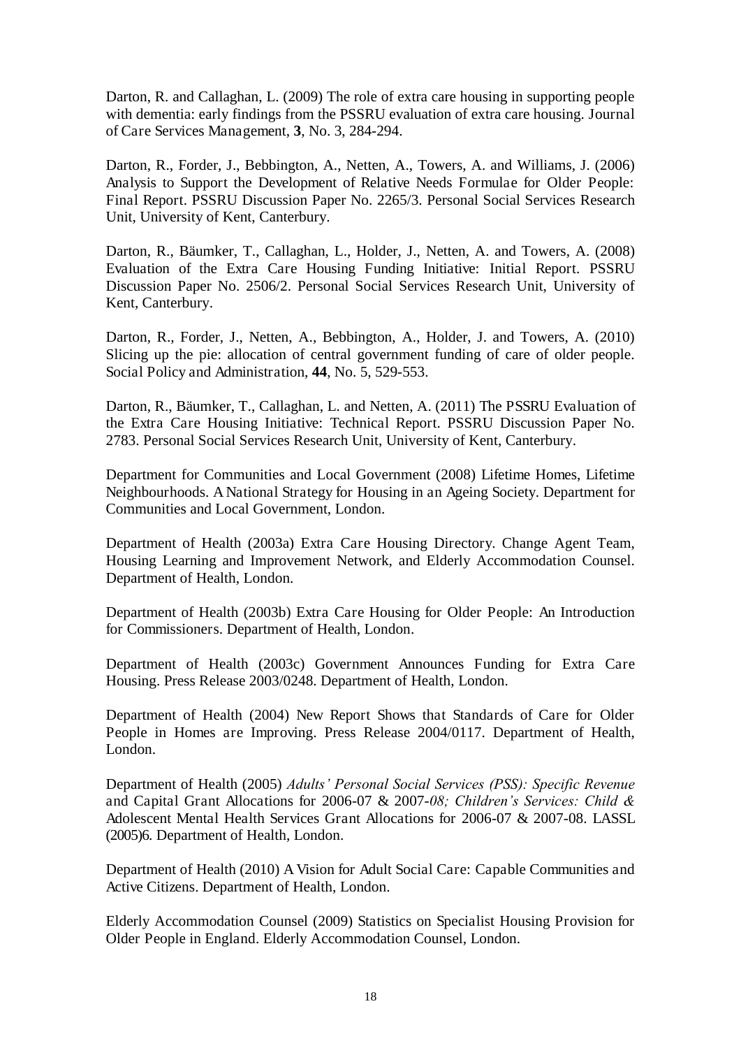Darton, R. and Callaghan, L. (2009) The role of extra care housing in supporting people with dementia: early findings from the PSSRU evaluation of extra care housing. Journal of Care Services Management, **3**, No. 3, 284-294.

Darton, R., Forder, J., Bebbington, A., Netten, A., Towers, A. and Williams, J. (2006) Analysis to Support the Development of Relative Needs Formulae for Older People: Final Report. PSSRU Discussion Paper No. 2265/3. Personal Social Services Research Unit, University of Kent, Canterbury.

Darton, R., Bäumker, T., Callaghan, L., Holder, J., Netten, A. and Towers, A. (2008) Evaluation of the Extra Care Housing Funding Initiative: Initial Report. PSSRU Discussion Paper No. 2506/2. Personal Social Services Research Unit, University of Kent, Canterbury.

Darton, R., Forder, J., Netten, A., Bebbington, A., Holder, J. and Towers, A. (2010) Slicing up the pie: allocation of central government funding of care of older people. Social Policy and Administration, **44**, No. 5, 529-553.

Darton, R., Bäumker, T., Callaghan, L. and Netten, A. (2011) The PSSRU Evaluation of the Extra Care Housing Initiative: Technical Report. PSSRU Discussion Paper No. 2783. Personal Social Services Research Unit, University of Kent, Canterbury.

Department for Communities and Local Government (2008) Lifetime Homes, Lifetime Neighbourhoods. A National Strategy for Housing in an Ageing Society. Department for Communities and Local Government, London.

Department of Health (2003a) Extra Care Housing Directory. Change Agent Team, Housing Learning and Improvement Network, and Elderly Accommodation Counsel. Department of Health, London.

Department of Health (2003b) Extra Care Housing for Older People: An Introduction for Commissioners. Department of Health, London.

Department of Health (2003c) Government Announces Funding for Extra Care Housing. Press Release 2003/0248. Department of Health, London.

Department of Health (2004) New Report Shows that Standards of Care for Older People in Homes are Improving. Press Release 2004/0117. Department of Health, London.

Department of Health (2005) *Adults' Personal Social Services (PSS): Specific Revenue* and Capital Grant Allocations for 2006-07 & 2007-*08; Children's Services: Child &* Adolescent Mental Health Services Grant Allocations for 2006-07 & 2007-08. LASSL (2005)6. Department of Health, London.

Department of Health (2010) A Vision for Adult Social Care: Capable Communities and Active Citizens. Department of Health, London.

Elderly Accommodation Counsel (2009) Statistics on Specialist Housing Provision for Older People in England. Elderly Accommodation Counsel, London.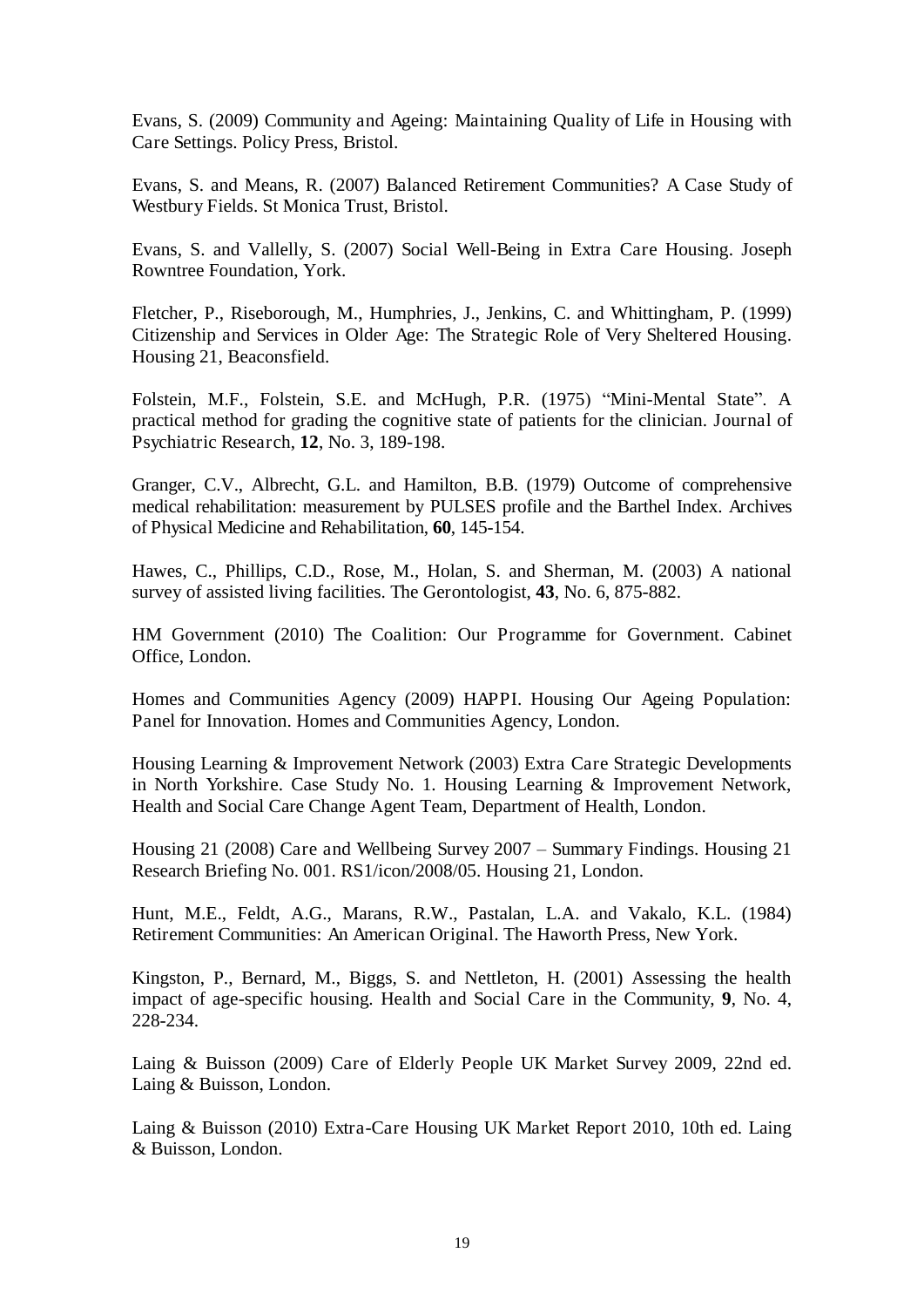Evans, S. (2009) Community and Ageing: Maintaining Quality of Life in Housing with Care Settings. Policy Press, Bristol.

Evans, S. and Means, R. (2007) Balanced Retirement Communities? A Case Study of Westbury Fields. St Monica Trust, Bristol.

Evans, S. and Vallelly, S. (2007) Social Well-Being in Extra Care Housing. Joseph Rowntree Foundation, York.

Fletcher, P., Riseborough, M., Humphries, J., Jenkins, C. and Whittingham, P. (1999) Citizenship and Services in Older Age: The Strategic Role of Very Sheltered Housing. Housing 21, Beaconsfield.

Folstein, M.F., Folstein, S.E. and McHugh, P.R. (1975) "Mini-Mental State". A practical method for grading the cognitive state of patients for the clinician. Journal of Psychiatric Research, **12**, No. 3, 189-198.

Granger, C.V., Albrecht, G.L. and Hamilton, B.B. (1979) Outcome of comprehensive medical rehabilitation: measurement by PULSES profile and the Barthel Index. Archives of Physical Medicine and Rehabilitation, **60**, 145-154.

Hawes, C., Phillips, C.D., Rose, M., Holan, S. and Sherman, M. (2003) A national survey of assisted living facilities. The Gerontologist, **43**, No. 6, 875-882.

HM Government (2010) The Coalition: Our Programme for Government. Cabinet Office, London.

Homes and Communities Agency (2009) HAPPI. Housing Our Ageing Population: Panel for Innovation. Homes and Communities Agency, London.

Housing Learning & Improvement Network (2003) Extra Care Strategic Developments in North Yorkshire. Case Study No. 1. Housing Learning & Improvement Network, Health and Social Care Change Agent Team, Department of Health, London.

Housing 21 (2008) Care and Wellbeing Survey 2007 – Summary Findings. Housing 21 Research Briefing No. 001. RS1/icon/2008/05. Housing 21, London.

Hunt, M.E., Feldt, A.G., Marans, R.W., Pastalan, L.A. and Vakalo, K.L. (1984) Retirement Communities: An American Original. The Haworth Press, New York.

Kingston, P., Bernard, M., Biggs, S. and Nettleton, H. (2001) Assessing the health impact of age-specific housing. Health and Social Care in the Community, **9**, No. 4, 228-234.

Laing & Buisson (2009) Care of Elderly People UK Market Survey 2009, 22nd ed. Laing & Buisson, London.

Laing & Buisson (2010) Extra-Care Housing UK Market Report 2010, 10th ed. Laing & Buisson, London.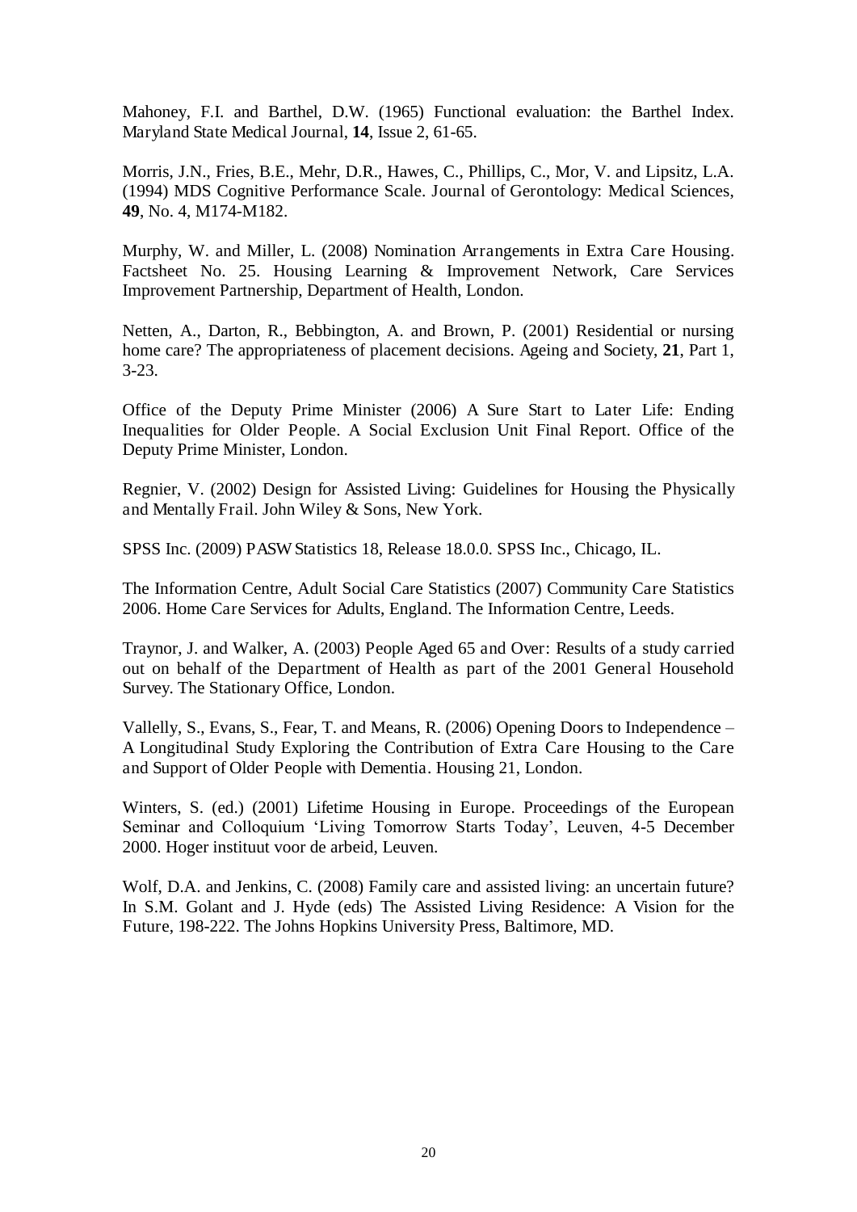Mahoney, F.I. and Barthel, D.W. (1965) Functional evaluation: the Barthel Index. Maryland State Medical Journal, **14**, Issue 2, 61-65.

Morris, J.N., Fries, B.E., Mehr, D.R., Hawes, C., Phillips, C., Mor, V. and Lipsitz, L.A. (1994) MDS Cognitive Performance Scale. Journal of Gerontology: Medical Sciences, **49**, No. 4, M174-M182.

Murphy, W. and Miller, L. (2008) Nomination Arrangements in Extra Care Housing. Factsheet No. 25. Housing Learning & Improvement Network, Care Services Improvement Partnership, Department of Health, London.

Netten, A., Darton, R., Bebbington, A. and Brown, P. (2001) Residential or nursing home care? The appropriateness of placement decisions. Ageing and Society, **21**, Part 1, 3-23.

Office of the Deputy Prime Minister (2006) A Sure Start to Later Life: Ending Inequalities for Older People. A Social Exclusion Unit Final Report. Office of the Deputy Prime Minister, London.

Regnier, V. (2002) Design for Assisted Living: Guidelines for Housing the Physically and Mentally Frail. John Wiley & Sons, New York.

SPSS Inc. (2009) PASW Statistics 18, Release 18.0.0. SPSS Inc., Chicago, IL.

The Information Centre, Adult Social Care Statistics (2007) Community Care Statistics 2006. Home Care Services for Adults, England. The Information Centre, Leeds.

Traynor, J. and Walker, A. (2003) People Aged 65 and Over: Results of a study carried out on behalf of the Department of Health as part of the 2001 General Household Survey. The Stationary Office, London.

Vallelly, S., Evans, S., Fear, T. and Means, R. (2006) Opening Doors to Independence – A Longitudinal Study Exploring the Contribution of Extra Care Housing to the Care and Support of Older People with Dementia. Housing 21, London.

Winters, S. (ed.) (2001) Lifetime Housing in Europe. Proceedings of the European Seminar and Colloquium 'Living Tomorrow Starts Today', Leuven, 4-5 December 2000. Hoger instituut voor de arbeid, Leuven.

Wolf, D.A. and Jenkins, C. (2008) Family care and assisted living: an uncertain future? In S.M. Golant and J. Hyde (eds) The Assisted Living Residence: A Vision for the Future, 198-222. The Johns Hopkins University Press, Baltimore, MD.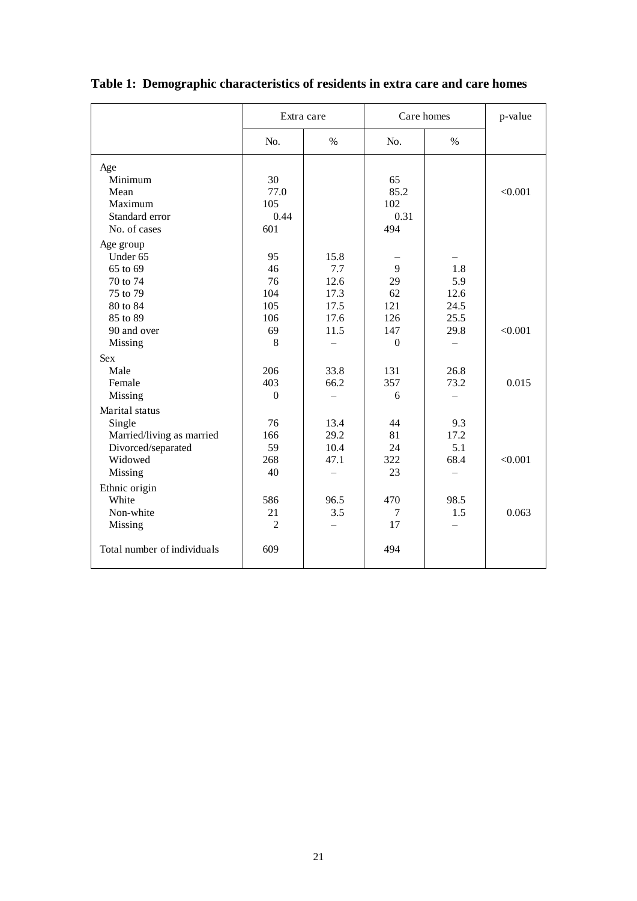**Table 1: Demographic characteristics of residents in extra care and care homes**

| | Extra care | | Care homes | | p-value |
|---|---|---|---|---|---|
| | No. | % | No. | % | |
| **Age** | | | | | |
| Minimum | 30 | | 65 | | |
| Mean | 77.0 | | 85.2 | | <0.001 |
| Maximum | 105 | | 102 | | |
| Standard error | 0.44 | | 0.31 | | |
| No. of cases | 601 | | 494 | | |
| **Age group** | | | | | |
| Under 65 | 95 | 15.8 | – | – | |
| 65 to 69 | 46 | 7.7 | 9 | 1.8 | |
| 70 to 74 | 76 | 12.6 | 29 | 5.9 | |
| 75 to 79 | 104 | 17.3 | 62 | 12.6 | |
| 80 to 84 | 105 | 17.5 | 121 | 24.5 | |
| 85 to 89 | 106 | 17.6 | 126 | 25.5 | |
| 90 and over | 69 | 11.5 | 147 | 29.8 | <0.001 |
| Missing | 8 | – | 0 | – | |
| **Sex** | | | | | |
| Male | 206 | 33.8 | 131 | 26.8 | |
| Female | 403 | 66.2 | 357 | 73.2 | 0.015 |
| Missing | 0 | – | 6 | – | |
| **Marital status** | | | | | |
| Single | 76 | 13.4 | 44 | 9.3 | |
| Married/living as married | 166 | 29.2 | 81 | 17.2 | |
| Divorced/separated | 59 | 10.4 | 24 | 5.1 | |
| Widowed | 268 | 47.1 | 322 | 68.4 | <0.001 |
| Missing | 40 | – | 23 | – | |
| **Ethnic origin** | | | | | |
| White | 586 | 96.5 | 470 | 98.5 | |
| Non-white | 21 | 3.5 | 7 | 1.5 | 0.063 |
| Missing | 2 | – | 17 | – | |
| Total number of individuals | 609 | | 494 | | |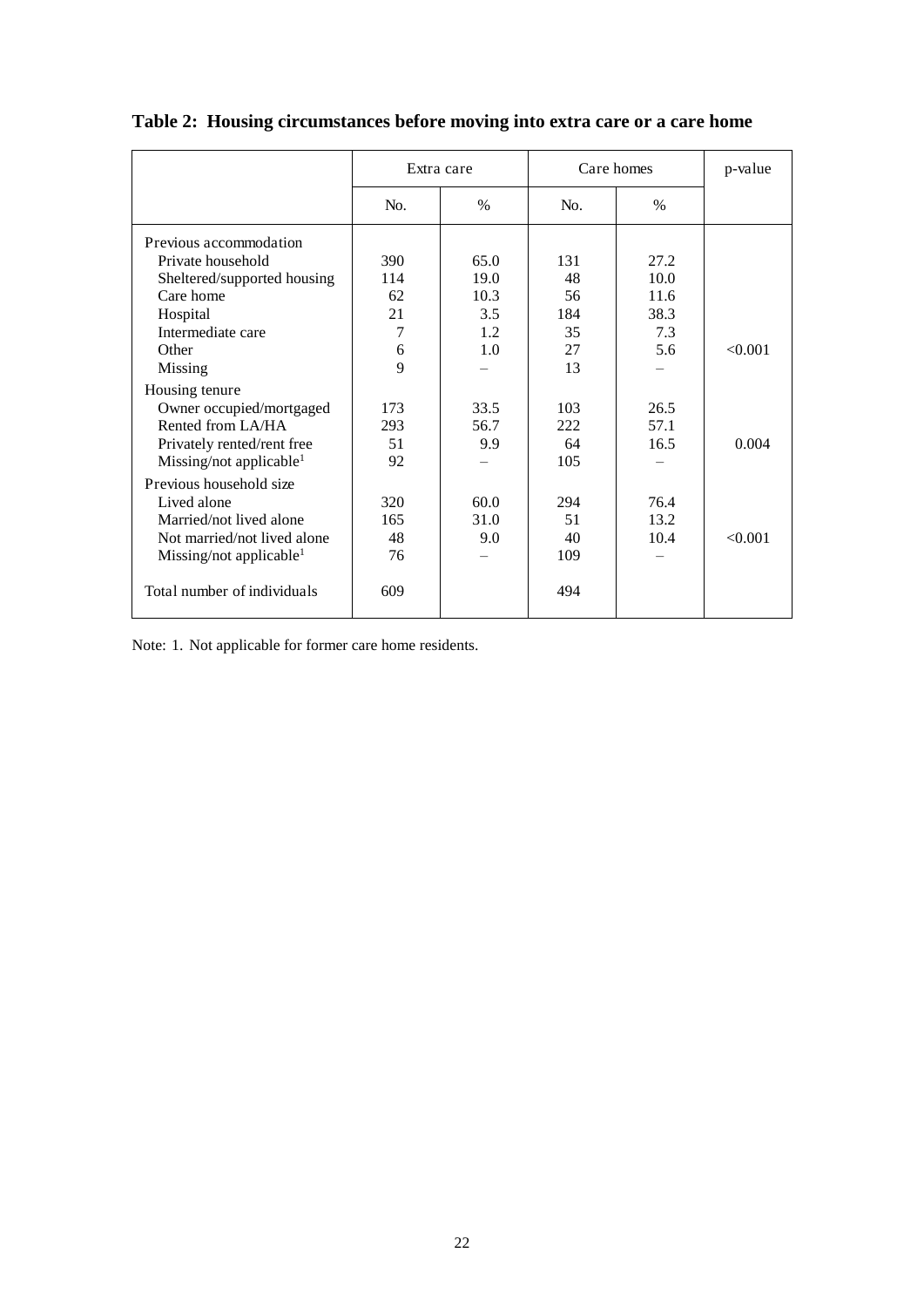**Table 2: Housing circumstances before moving into extra care or a care home**

| | Extra care | | Care homes | | p-value |
|---|---|---|---|---|---|
| | No. | % | No. | % | |
| **Previous accommodation** | | | | | |
| Private household | 390 | 65.0 | 131 | 27.2 | |
| Sheltered/supported housing | 114 | 19.0 | 48 | 10.0 | |
| Care home | 62 | 10.3 | 56 | 11.6 | |
| Hospital | 21 | 3.5 | 184 | 38.3 | |
| Intermediate care | 7 | 1.2 | 35 | 7.3 | |
| Other | 6 | 1.0 | 27 | 5.6 | <0.001 |
| Missing | 9 | – | 13 | – | |
| **Housing tenure** | | | | | |
| Owner occupied/mortgaged | 173 | 33.5 | 103 | 26.5 | |
| Rented from LA/HA | 293 | 56.7 | 222 | 57.1 | |
| Privately rented/rent free | 51 | 9.9 | 64 | 16.5 | 0.004 |
| Missing/not applicable[1] | 92 | – | 105 | – | |
| **Previous household size** | | | | | |
| Lived alone | 320 | 60.0 | 294 | 76.4 | |
| Married/not lived alone | 165 | 31.0 | 51 | 13.2 | |
| Not married/not lived alone | 48 | 9.0 | 40 | 10.4 | <0.001 |
| Missing/not applicable[1] | 76 | – | 109 | – | |
| Total number of individuals | 609 | | 494 | | |

Note: 1. Not applicable for former care home residents.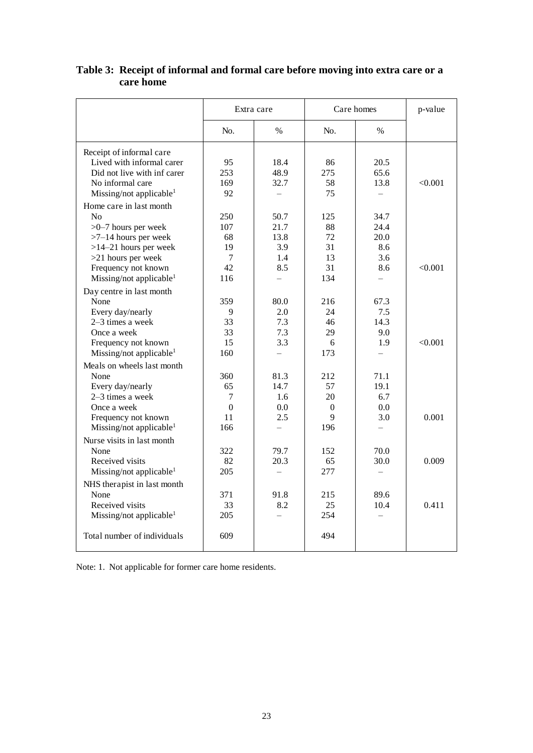**Table 3: Receipt of informal and formal care before moving into extra care or a care home**

| | Extra care | | Care homes | | p-value |
|---|---|---|---|---|---|
| | No. | % | No. | % | |
| Receipt of informal care | | | | | |
| Lived with informal carer | 95 | 18.4 | 86 | 20.5 | |
| Did not live with inf carer | 253 | 48.9 | 275 | 65.6 | |
| No informal care | 169 | 32.7 | 58 | 13.8 | <0.001 |
| Missing/not applicable[1] | 92 | – | 75 | – | |
| Home care in last month | | | | | |
| No | 250 | 50.7 | 125 | 34.7 | |
| >0–7 hours per week | 107 | 21.7 | 88 | 24.4 | |
| >7–14 hours per week | 68 | 13.8 | 72 | 20.0 | |
| >14–21 hours per week | 19 | 3.9 | 31 | 8.6 | |
| >21 hours per week | 7 | 1.4 | 13 | 3.6 | |
| Frequency not known | 42 | 8.5 | 31 | 8.6 | <0.001 |
| Missing/not applicable[1] | 116 | – | 134 | – | |
| Day centre in last month | | | | | |
| None | 359 | 80.0 | 216 | 67.3 | |
| Every day/nearly | 9 | 2.0 | 24 | 7.5 | |
| 2–3 times a week | 33 | 7.3 | 46 | 14.3 | |
| Once a week | 33 | 7.3 | 29 | 9.0 | |
| Frequency not known | 15 | 3.3 | 6 | 1.9 | <0.001 |
| Missing/not applicable[1] | 160 | – | 173 | – | |
| Meals on wheels last month | | | | | |
| None | 360 | 81.3 | 212 | 71.1 | |
| Every day/nearly | 65 | 14.7 | 57 | 19.1 | |
| 2–3 times a week | 7 | 1.6 | 20 | 6.7 | |
| Once a week | 0 | 0.0 | 0 | 0.0 | |
| Frequency not known | 11 | 2.5 | 9 | 3.0 | 0.001 |
| Missing/not applicable[1] | 166 | – | 196 | – | |
| Nurse visits in last month | | | | | |
| None | 322 | 79.7 | 152 | 70.0 | |
| Received visits | 82 | 20.3 | 65 | 30.0 | 0.009 |
| Missing/not applicable[1] | 205 | – | 277 | – | |
| NHS therapist in last month | | | | | |
| None | 371 | 91.8 | 215 | 89.6 | |
| Received visits | 33 | 8.2 | 25 | 10.4 | 0.411 |
| Missing/not applicable[1] | 205 | – | 254 | – | |
| Total number of individuals | 609 | | 494 | | |

Note: 1. Not applicable for former care home residents.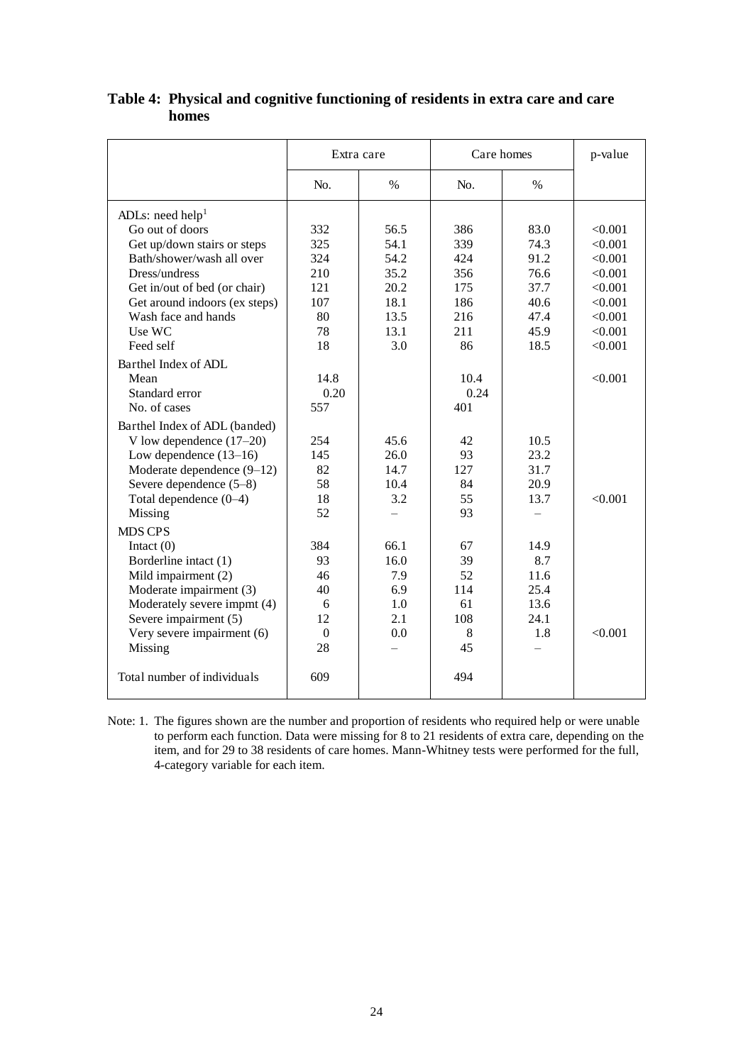**Table 4: Physical and cognitive functioning of residents in extra care and care homes**

| | Extra care | | Care homes | | p-value |
|---|---|---|---|---|---|
| | No. | % | No. | % | |
| ADLs: need help[1] | | | | | |
| Go out of doors | 332 | 56.5 | 386 | 83.0 | <0.001 |
| Get up/down stairs or steps | 325 | 54.1 | 339 | 74.3 | <0.001 |
| Bath/shower/wash all over | 324 | 54.2 | 424 | 91.2 | <0.001 |
| Dress/undress | 210 | 35.2 | 356 | 76.6 | <0.001 |
| Get in/out of bed (or chair) | 121 | 20.2 | 175 | 37.7 | <0.001 |
| Get around indoors (ex steps) | 107 | 18.1 | 186 | 40.6 | <0.001 |
| Wash face and hands | 80 | 13.5 | 216 | 47.4 | <0.001 |
| Use WC | 78 | 13.1 | 211 | 45.9 | <0.001 |
| Feed self | 18 | 3.0 | 86 | 18.5 | <0.001 |
| Barthel Index of ADL | | | | | |
| Mean | 14.8 | | 10.4 | | <0.001 |
| Standard error | 0.20 | | 0.24 | | |
| No. of cases | 557 | | 401 | | |
| Barthel Index of ADL (banded) | | | | | |
| V low dependence (17–20) | 254 | 45.6 | 42 | 10.5 | |
| Low dependence (13–16) | 145 | 26.0 | 93 | 23.2 | |
| Moderate dependence (9–12) | 82 | 14.7 | 127 | 31.7 | |
| Severe dependence (5–8) | 58 | 10.4 | 84 | 20.9 | |
| Total dependence (0–4) | 18 | 3.2 | 55 | 13.7 | <0.001 |
| Missing | 52 | – | 93 | – | |
| MDS CPS | | | | | |
| Intact (0) | 384 | 66.1 | 67 | 14.9 | |
| Borderline intact (1) | 93 | 16.0 | 39 | 8.7 | |
| Mild impairment (2) | 46 | 7.9 | 52 | 11.6 | |
| Moderate impairment (3) | 40 | 6.9 | 114 | 25.4 | |
| Moderately severe impmt (4) | 6 | 1.0 | 61 | 13.6 | |
| Severe impairment (5) | 12 | 2.1 | 108 | 24.1 | |
| Very severe impairment (6) | 0 | 0.0 | 8 | 1.8 | <0.001 |
| Missing | 28 | – | 45 | – | |
| Total number of individuals | 609 | | 494 | | |

Note: 1. The figures shown are the number and proportion of residents who required help or were unable to perform each function. Data were missing for 8 to 21 residents of extra care, depending on the item, and for 29 to 38 residents of care homes. Mann-Whitney tests were performed for the full, 4-category variable for each item.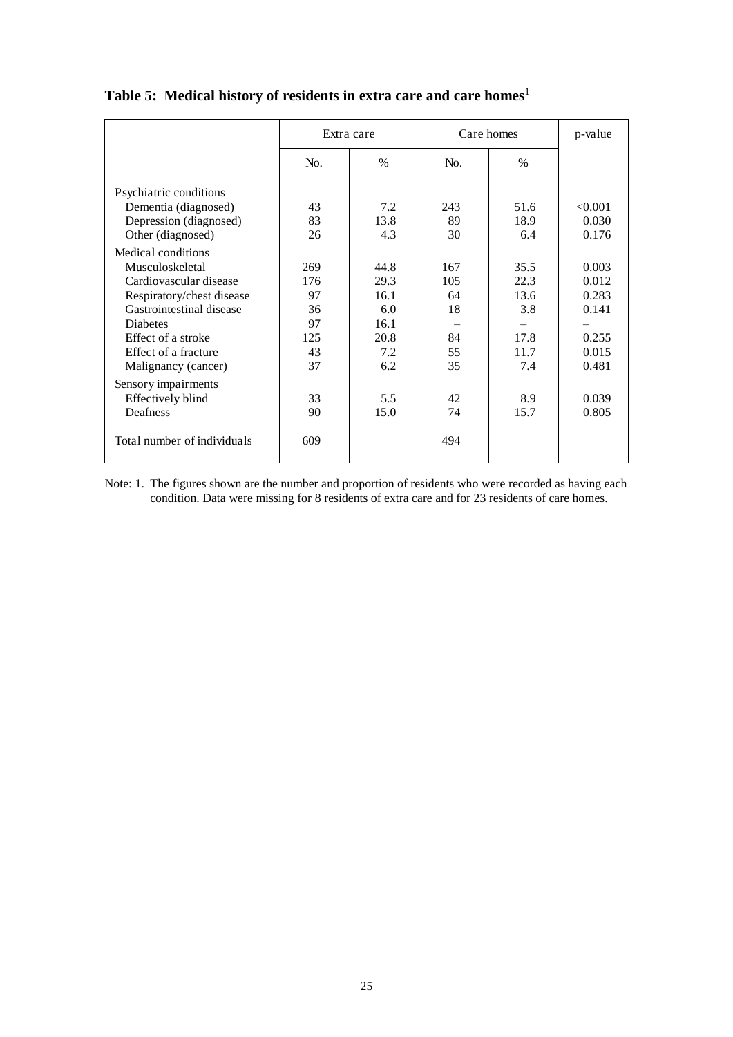## Table 5: Medical history of residents in extra care and care homes[1]

| | Extra care | | Care homes | | p-value |
|---|---|---|---|---|---|
| | No. | % | No. | % | |
| Psychiatric conditions | | | | | |
| Dementia (diagnosed) | 43 | 7.2 | 243 | 51.6 | <0.001 |
| Depression (diagnosed) | 83 | 13.8 | 89 | 18.9 | 0.030 |
| Other (diagnosed) | 26 | 4.3 | 30 | 6.4 | 0.176 |
| Medical conditions | | | | | |
| Musculoskeletal | 269 | 44.8 | 167 | 35.5 | 0.003 |
| Cardiovascular disease | 176 | 29.3 | 105 | 22.3 | 0.012 |
| Respiratory/chest disease | 97 | 16.1 | 64 | 13.6 | 0.283 |
| Gastrointestinal disease | 36 | 6.0 | 18 | 3.8 | 0.141 |
| Diabetes | 97 | 16.1 | – | – | – |
| Effect of a stroke | 125 | 20.8 | 84 | 17.8 | 0.255 |
| Effect of a fracture | 43 | 7.2 | 55 | 11.7 | 0.015 |
| Malignancy (cancer) | 37 | 6.2 | 35 | 7.4 | 0.481 |
| Sensory impairments | | | | | |
| Effectively blind | 33 | 5.5 | 42 | 8.9 | 0.039 |
| Deafness | 90 | 15.0 | 74 | 15.7 | 0.805 |
| Total number of individuals | 609 | | 494 | | |

Note: 1. The figures shown are the number and proportion of residents who were recorded as having each condition. Data were missing for 8 residents of extra care and for 23 residents of care homes.